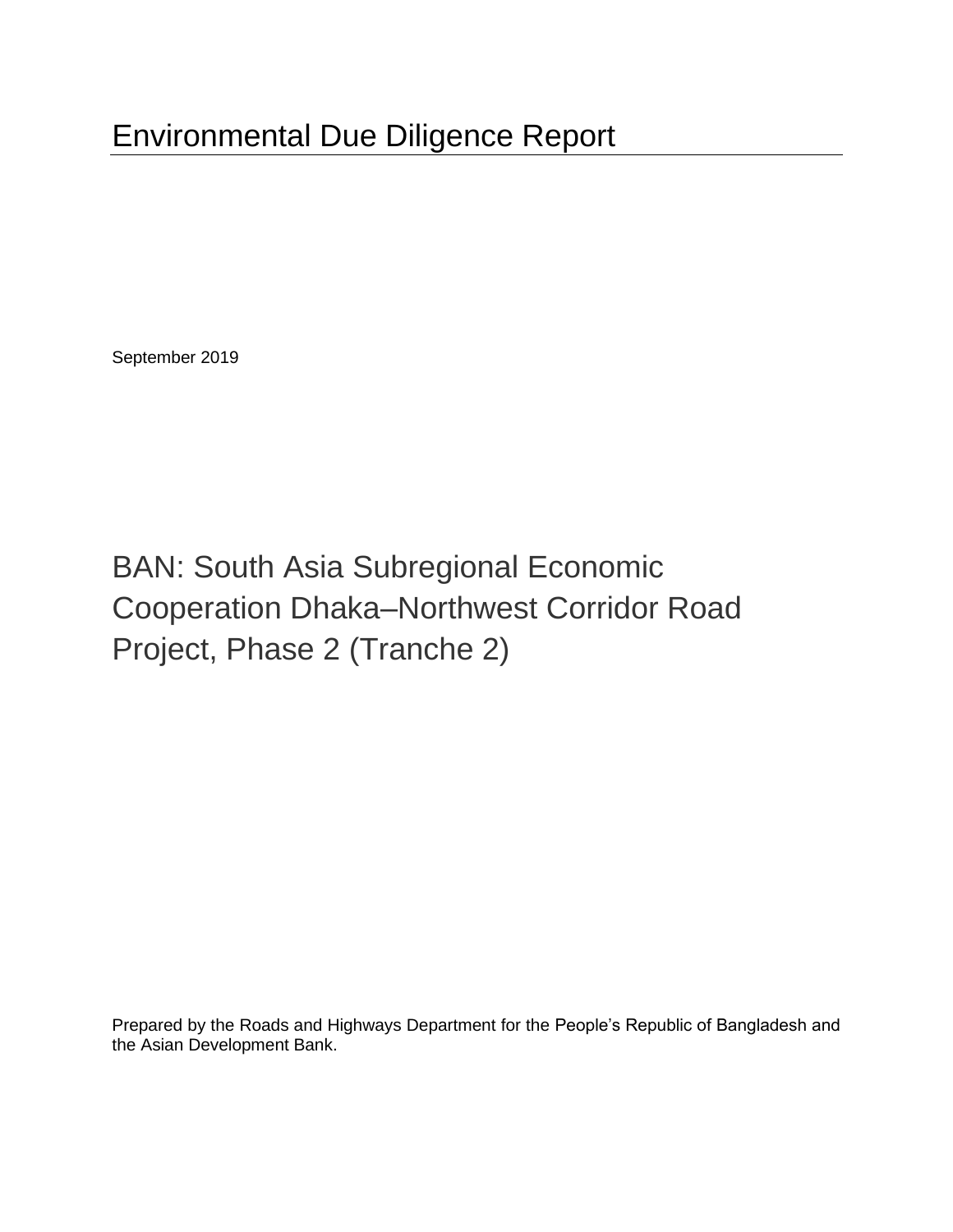# Environmental Due Diligence Report

September 2019

## BAN: South Asia Subregional Economic Cooperation Dhaka–Northwest Corridor Road Project, Phase 2 (Tranche 2)

Prepared by the Roads and Highways Department for the People's Republic of Bangladesh and the Asian Development Bank.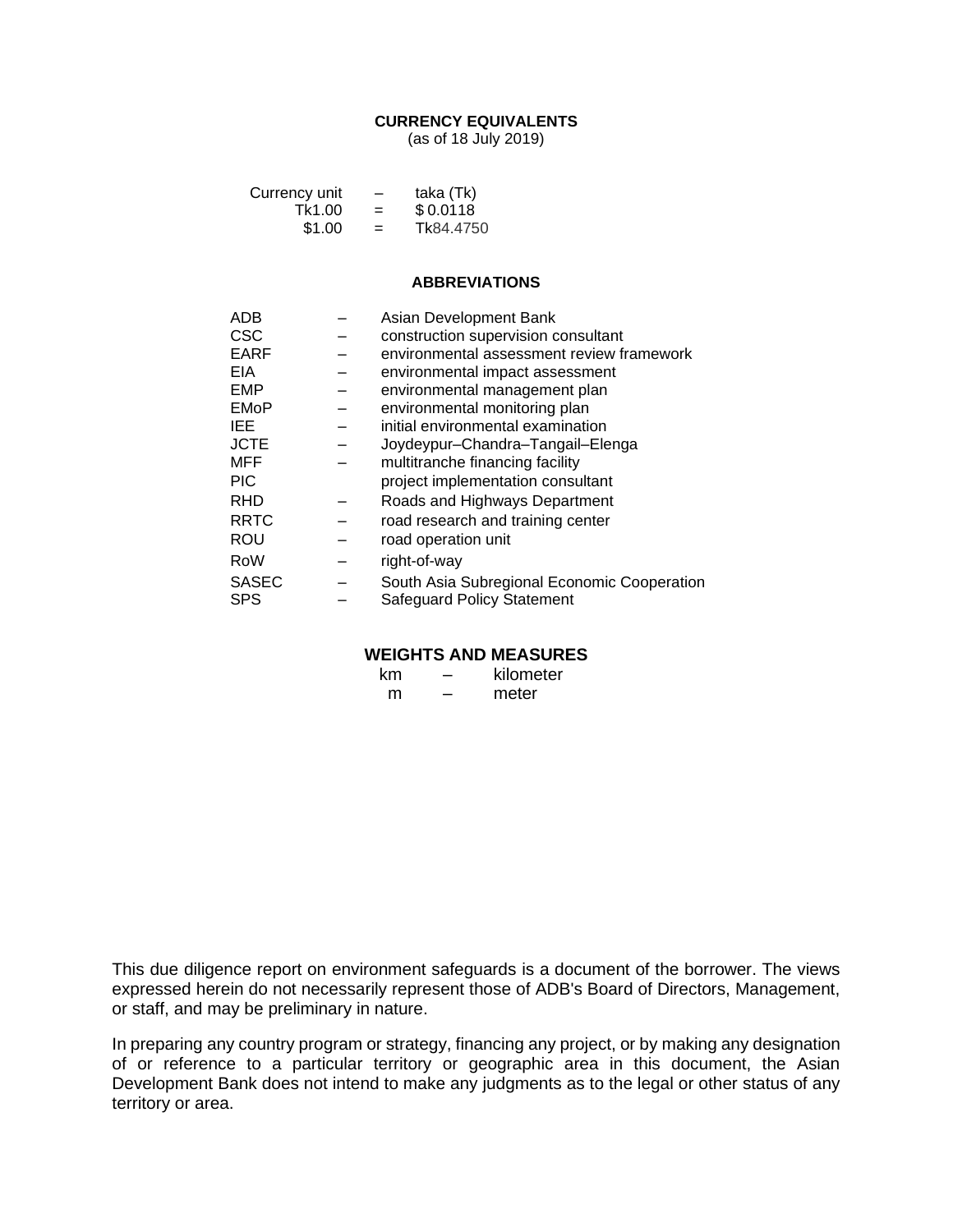## CURRENCY EQUIVALENTS

(as of 18 July 2019)

| | | |
|---|---|---|
| Currency unit | – | taka (Tk) |
| Tk1.00 | = | $ 0.0118 |
| $1.00 | = | Tk84.4750 |

## ABBREVIATIONS

| | | |
|---|---|---|
| ADB | – | Asian Development Bank |
| CSC | – | construction supervision consultant |
| EARF | – | environmental assessment review framework |
| EIA | – | environmental impact assessment |
| EMP | – | environmental management plan |
| EMoP | – | environmental monitoring plan |
| IEE | – | initial environmental examination |
| JCTE | – | Joydeypur–Chandra–Tangail–Elenga |
| MFF | – | multitranche financing facility |
| PIC | | project implementation consultant |
| RHD | – | Roads and Highways Department |
| RRTC | – | road research and training center |
| ROU | – | road operation unit |
| RoW | – | right-of-way |
| SASEC | – | South Asia Subregional Economic Cooperation |
| SPS | – | Safeguard Policy Statement |

## WEIGHTS AND MEASURES

| | | |
|---|---|---|
| km | – | kilometer |
| m | – | meter |

This due diligence report on environment safeguards is a document of the borrower. The views expressed herein do not necessarily represent those of ADB's Board of Directors, Management, or staff, and may be preliminary in nature.

In preparing any country program or strategy, financing any project, or by making any designation of or reference to a particular territory or geographic area in this document, the Asian Development Bank does not intend to make any judgments as to the legal or other status of any territory or area.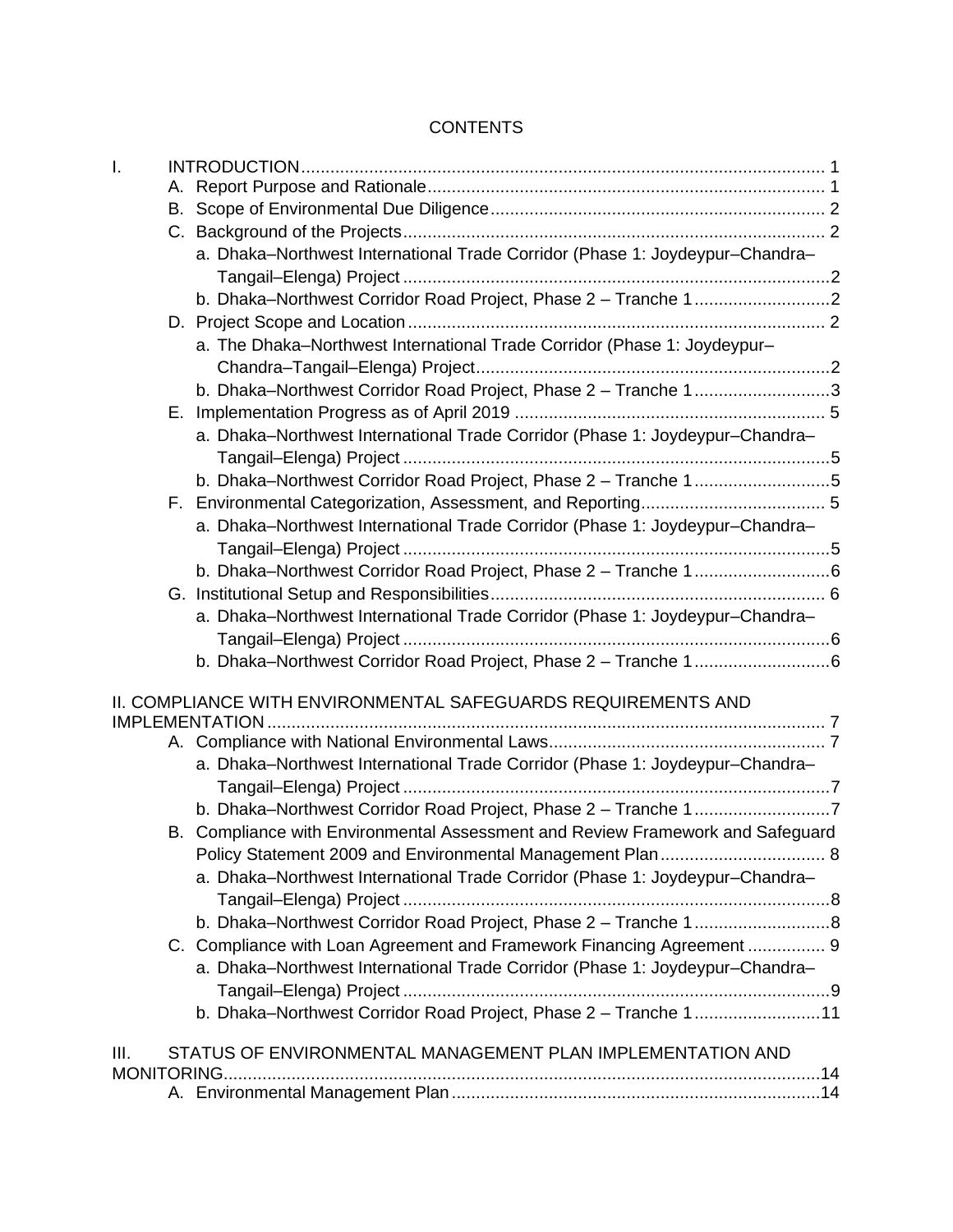# CONTENTS

I. INTRODUCTION ............................................................................................................ 1
- A. Report Purpose and Rationale .................................................................................. 1
- B. Scope of Environmental Due Diligence .................................................................... 2
- C. Background of the Projects ...................................................................................... 2
  - a. Dhaka–Northwest International Trade Corridor (Phase 1: Joydeypur–Chandra–Tangail–Elenga) Project ........................................................................................2
  - b. Dhaka–Northwest Corridor Road Project, Phase 2 – Tranche 1 ............................2
- D. Project Scope and Location ...................................................................................... 2
  - a. The Dhaka–Northwest International Trade Corridor (Phase 1: Joydeypur–Chandra–Tangail–Elenga) Project........................................................................2
  - b. Dhaka–Northwest Corridor Road Project, Phase 2 – Tranche 1 ............................3
- E. Implementation Progress as of April 2019 ................................................................ 5
  - a. Dhaka–Northwest International Trade Corridor (Phase 1: Joydeypur–Chandra–Tangail–Elenga) Project ........................................................................................5
  - b. Dhaka–Northwest Corridor Road Project, Phase 2 – Tranche 1 ............................5
- F. Environmental Categorization, Assessment, and Reporting...................................... 5
  - a. Dhaka–Northwest International Trade Corridor (Phase 1: Joydeypur–Chandra–Tangail–Elenga) Project ........................................................................................5
  - b. Dhaka–Northwest Corridor Road Project, Phase 2 – Tranche 1 ............................6
- G. Institutional Setup and Responsibilities..................................................................... 6
  - a. Dhaka–Northwest International Trade Corridor (Phase 1: Joydeypur–Chandra–Tangail–Elenga) Project ........................................................................................6
  - b. Dhaka–Northwest Corridor Road Project, Phase 2 – Tranche 1 ............................6

II. COMPLIANCE WITH ENVIRONMENTAL SAFEGUARDS REQUIREMENTS AND IMPLEMENTATION .................................................................................................................. 7
- A. Compliance with National Environmental Laws......................................................... 7
  - a. Dhaka–Northwest International Trade Corridor (Phase 1: Joydeypur–Chandra–Tangail–Elenga) Project ........................................................................................7
  - b. Dhaka–Northwest Corridor Road Project, Phase 2 – Tranche 1 ............................7
- B. Compliance with Environmental Assessment and Review Framework and Safeguard Policy Statement 2009 and Environmental Management Plan .................................. 8
  - a. Dhaka–Northwest International Trade Corridor (Phase 1: Joydeypur–Chandra–Tangail–Elenga) Project ........................................................................................8
  - b. Dhaka–Northwest Corridor Road Project, Phase 2 – Tranche 1 ............................8
- C. Compliance with Loan Agreement and Framework Financing Agreement ................ 9
  - a. Dhaka–Northwest International Trade Corridor (Phase 1: Joydeypur–Chandra–Tangail–Elenga) Project ........................................................................................9
  - b. Dhaka–Northwest Corridor Road Project, Phase 2 – Tranche 1 ..........................11

III. STATUS OF ENVIRONMENTAL MANAGEMENT PLAN IMPLEMENTATION AND MONITORING...........................................................................................................................14
- A. Environmental Management Plan ............................................................................14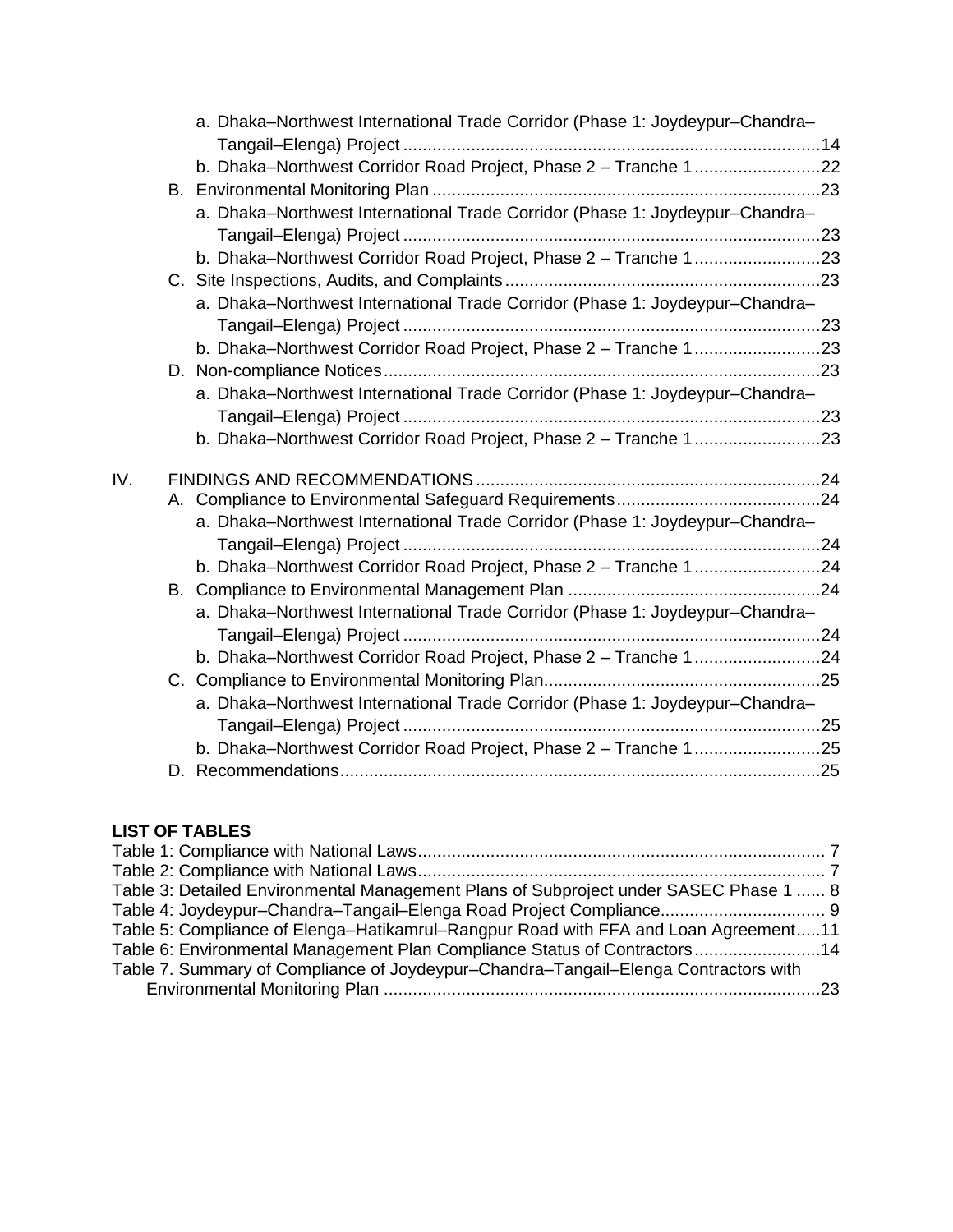a. Dhaka–Northwest International Trade Corridor (Phase 1: Joydeypur–Chandra–Tangail–Elenga) Project ....................................................................................14

b. Dhaka–Northwest Corridor Road Project, Phase 2 – Tranche 1 ..........................22

B. Environmental Monitoring Plan ................................................................................23

a. Dhaka–Northwest International Trade Corridor (Phase 1: Joydeypur–Chandra–Tangail–Elenga) Project ....................................................................................23

b. Dhaka–Northwest Corridor Road Project, Phase 2 – Tranche 1 ..........................23

C. Site Inspections, Audits, and Complaints ..................................................................23

a. Dhaka–Northwest International Trade Corridor (Phase 1: Joydeypur–Chandra–Tangail–Elenga) Project ....................................................................................23

b. Dhaka–Northwest Corridor Road Project, Phase 2 – Tranche 1 ..........................23

D. Non-compliance Notices ..........................................................................................23

a. Dhaka–Northwest International Trade Corridor (Phase 1: Joydeypur–Chandra–Tangail–Elenga) Project ....................................................................................23

b. Dhaka–Northwest Corridor Road Project, Phase 2 – Tranche 1 ..........................23

IV. FINDINGS AND RECOMMENDATIONS .......................................................................24

A. Compliance to Environmental Safeguard Requirements ..........................................24

a. Dhaka–Northwest International Trade Corridor (Phase 1: Joydeypur–Chandra–Tangail–Elenga) Project ....................................................................................24

b. Dhaka–Northwest Corridor Road Project, Phase 2 – Tranche 1 ..........................24

B. Compliance to Environmental Management Plan ....................................................24

a. Dhaka–Northwest International Trade Corridor (Phase 1: Joydeypur–Chandra–Tangail–Elenga) Project ....................................................................................24

b. Dhaka–Northwest Corridor Road Project, Phase 2 – Tranche 1 ..........................24

C. Compliance to Environmental Monitoring Plan .........................................................25

a. Dhaka–Northwest International Trade Corridor (Phase 1: Joydeypur–Chandra–Tangail–Elenga) Project ....................................................................................25

b. Dhaka–Northwest Corridor Road Project, Phase 2 – Tranche 1 ..........................25

D. Recommendations ...................................................................................................25

**LIST OF TABLES**

Table 1: Compliance with National Laws .................................................................................... 7

Table 2: Compliance with National Laws .................................................................................... 7

Table 3: Detailed Environmental Management Plans of Subproject under SASEC Phase 1 ...... 8

Table 4: Joydeypur–Chandra–Tangail–Elenga Road Project Compliance .................................. 9

Table 5: Compliance of Elenga–Hatikamrul–Rangpur Road with FFA and Loan Agreement .....11

Table 6: Environmental Management Plan Compliance Status of Contractors ..........................14

Table 7. Summary of Compliance of Joydeypur–Chandra–Tangail–Elenga Contractors with Environmental Monitoring Plan ..........................................................................................23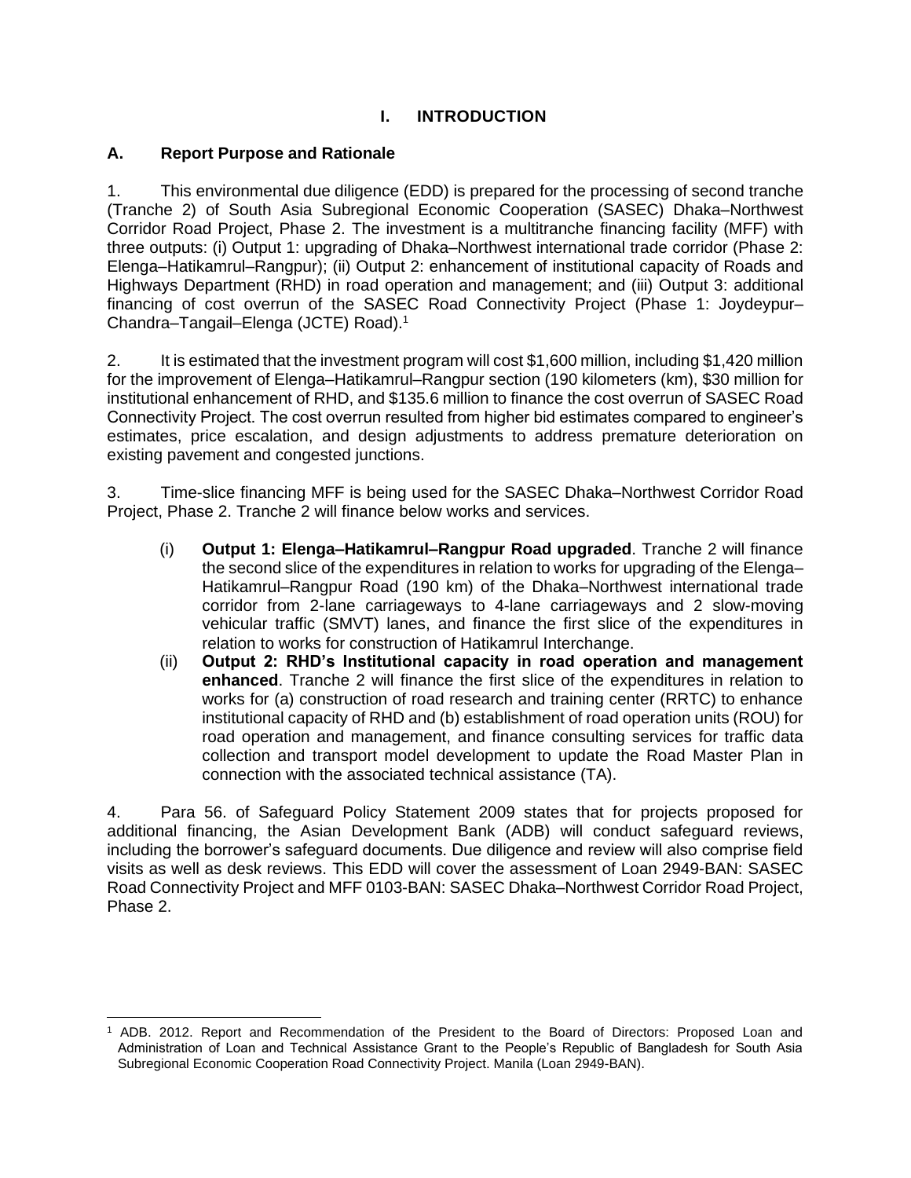# I. INTRODUCTION

## A. Report Purpose and Rationale

1. This environmental due diligence (EDD) is prepared for the processing of second tranche (Tranche 2) of South Asia Subregional Economic Cooperation (SASEC) Dhaka–Northwest Corridor Road Project, Phase 2. The investment is a multitranche financing facility (MFF) with three outputs: (i) Output 1: upgrading of Dhaka–Northwest international trade corridor (Phase 2: Elenga–Hatikamrul–Rangpur); (ii) Output 2: enhancement of institutional capacity of Roads and Highways Department (RHD) in road operation and management; and (iii) Output 3: additional financing of cost overrun of the SASEC Road Connectivity Project (Phase 1: Joydeypur–Chandra–Tangail–Elenga (JCTE) Road).[1]

2. It is estimated that the investment program will cost $1,600 million, including $1,420 million for the improvement of Elenga–Hatikamrul–Rangpur section (190 kilometers (km), $30 million for institutional enhancement of RHD, and $135.6 million to finance the cost overrun of SASEC Road Connectivity Project. The cost overrun resulted from higher bid estimates compared to engineer's estimates, price escalation, and design adjustments to address premature deterioration on existing pavement and congested junctions.

3. Time-slice financing MFF is being used for the SASEC Dhaka–Northwest Corridor Road Project, Phase 2. Tranche 2 will finance below works and services.

(i) **Output 1: Elenga–Hatikamrul–Rangpur Road upgraded**. Tranche 2 will finance the second slice of the expenditures in relation to works for upgrading of the Elenga–Hatikamrul–Rangpur Road (190 km) of the Dhaka–Northwest international trade corridor from 2-lane carriageways to 4-lane carriageways and 2 slow-moving vehicular traffic (SMVT) lanes, and finance the first slice of the expenditures in relation to works for construction of Hatikamrul Interchange.

(ii) **Output 2: RHD's Institutional capacity in road operation and management enhanced**. Tranche 2 will finance the first slice of the expenditures in relation to works for (a) construction of road research and training center (RRTC) to enhance institutional capacity of RHD and (b) establishment of road operation units (ROU) for road operation and management, and finance consulting services for traffic data collection and transport model development to update the Road Master Plan in connection with the associated technical assistance (TA).

4. Para 56. of Safeguard Policy Statement 2009 states that for projects proposed for additional financing, the Asian Development Bank (ADB) will conduct safeguard reviews, including the borrower's safeguard documents. Due diligence and review will also comprise field visits as well as desk reviews. This EDD will cover the assessment of Loan 2949-BAN: SASEC Road Connectivity Project and MFF 0103-BAN: SASEC Dhaka–Northwest Corridor Road Project, Phase 2.

---

[1] ADB. 2012. Report and Recommendation of the President to the Board of Directors: Proposed Loan and Administration of Loan and Technical Assistance Grant to the People's Republic of Bangladesh for South Asia Subregional Economic Cooperation Road Connectivity Project. Manila (Loan 2949-BAN).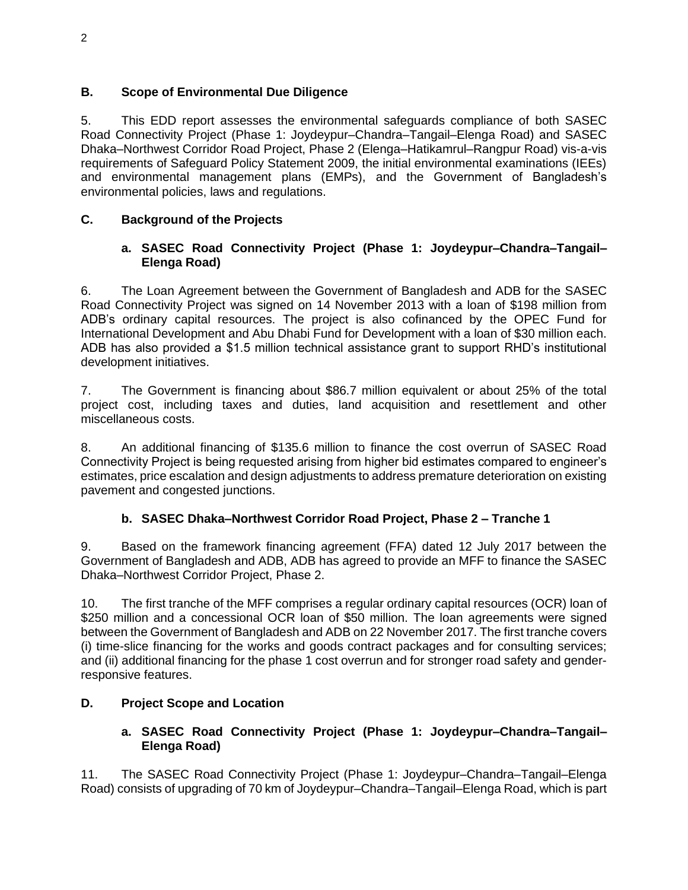## B. Scope of Environmental Due Diligence

5. This EDD report assesses the environmental safeguards compliance of both SASEC Road Connectivity Project (Phase 1: Joydeypur–Chandra–Tangail–Elenga Road) and SASEC Dhaka–Northwest Corridor Road Project, Phase 2 (Elenga–Hatikamrul–Rangpur Road) vis-a-vis requirements of Safeguard Policy Statement 2009, the initial environmental examinations (IEEs) and environmental management plans (EMPs), and the Government of Bangladesh's environmental policies, laws and regulations.

## C. Background of the Projects

### a. SASEC Road Connectivity Project (Phase 1: Joydeypur–Chandra–Tangail–Elenga Road)

6. The Loan Agreement between the Government of Bangladesh and ADB for the SASEC Road Connectivity Project was signed on 14 November 2013 with a loan of $198 million from ADB's ordinary capital resources. The project is also cofinanced by the OPEC Fund for International Development and Abu Dhabi Fund for Development with a loan of $30 million each. ADB has also provided a $1.5 million technical assistance grant to support RHD's institutional development initiatives.

7. The Government is financing about $86.7 million equivalent or about 25% of the total project cost, including taxes and duties, land acquisition and resettlement and other miscellaneous costs.

8. An additional financing of $135.6 million to finance the cost overrun of SASEC Road Connectivity Project is being requested arising from higher bid estimates compared to engineer's estimates, price escalation and design adjustments to address premature deterioration on existing pavement and congested junctions.

### b. SASEC Dhaka–Northwest Corridor Road Project, Phase 2 – Tranche 1

9. Based on the framework financing agreement (FFA) dated 12 July 2017 between the Government of Bangladesh and ADB, ADB has agreed to provide an MFF to finance the SASEC Dhaka–Northwest Corridor Project, Phase 2.

10. The first tranche of the MFF comprises a regular ordinary capital resources (OCR) loan of $250 million and a concessional OCR loan of $50 million. The loan agreements were signed between the Government of Bangladesh and ADB on 22 November 2017. The first tranche covers (i) time-slice financing for the works and goods contract packages and for consulting services; and (ii) additional financing for the phase 1 cost overrun and for stronger road safety and gender-responsive features.

## D. Project Scope and Location

### a. SASEC Road Connectivity Project (Phase 1: Joydeypur–Chandra–Tangail–Elenga Road)

11. The SASEC Road Connectivity Project (Phase 1: Joydeypur–Chandra–Tangail–Elenga Road) consists of upgrading of 70 km of Joydeypur–Chandra–Tangail–Elenga Road, which is part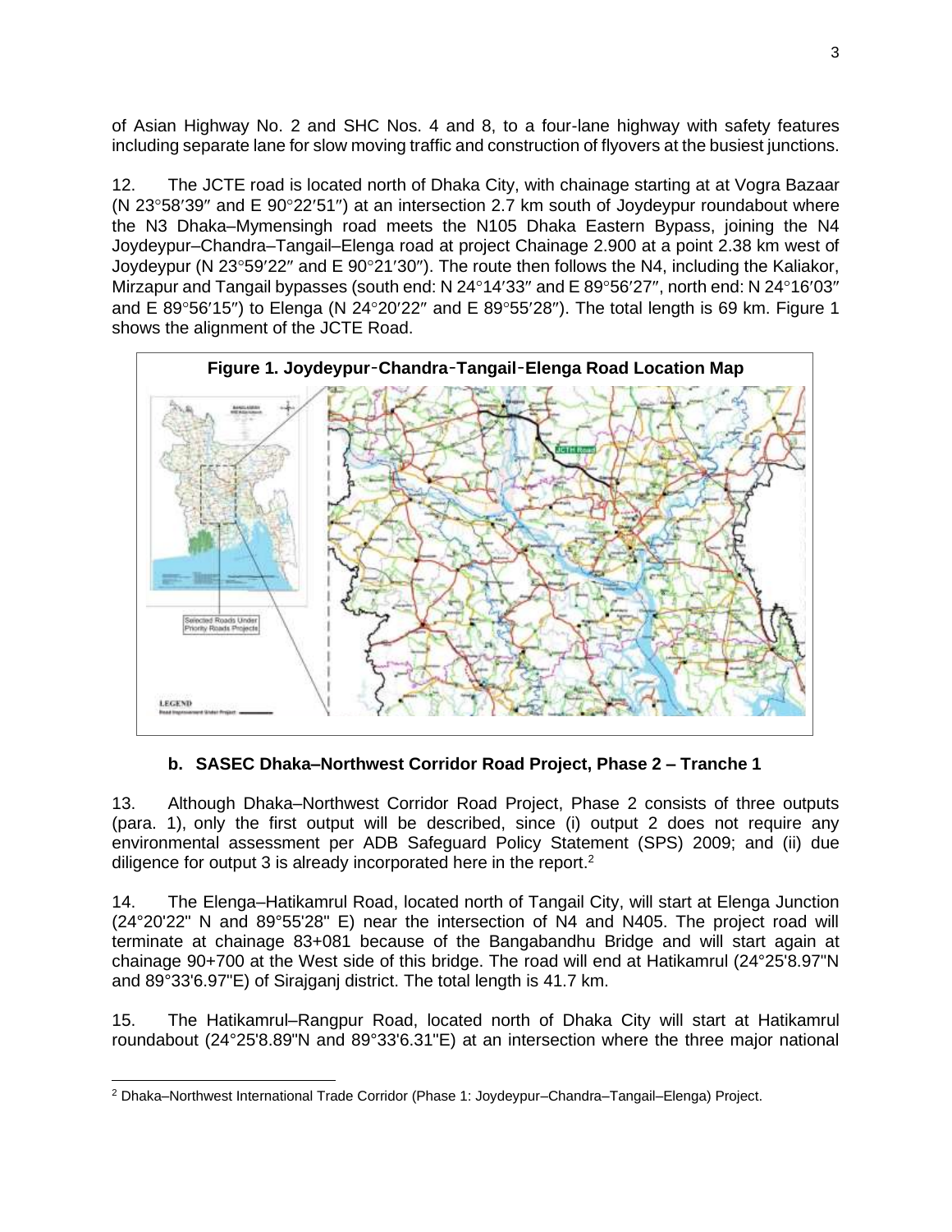of Asian Highway No. 2 and SHC Nos. 4 and 8, to a four-lane highway with safety features including separate lane for slow moving traffic and construction of flyovers at the busiest junctions.

12. The JCTE road is located north of Dhaka City, with chainage starting at at Vogra Bazaar (N 23°58′39″ and E 90°22′51″) at an intersection 2.7 km south of Joydeypur roundabout where the N3 Dhaka–Mymensingh road meets the N105 Dhaka Eastern Bypass, joining the N4 Joydeypur–Chandra–Tangail–Elenga road at project Chainage 2.900 at a point 2.38 km west of Joydeypur (N 23°59′22″ and E 90°21′30″). The route then follows the N4, including the Kaliakor, Mirzapur and Tangail bypasses (south end: N 24°14′33″ and E 89°56′27″, north end: N 24°16′03″ and E 89°56′15″) to Elenga (N 24°20′22″ and E 89°55′28″). The total length is 69 km. Figure 1 shows the alignment of the JCTE Road.

**Figure 1. Joydeypur-Chandra-Tangail-Elenga Road Location Map**

#### b. SASEC Dhaka–Northwest Corridor Road Project, Phase 2 – Tranche 1

13. Although Dhaka–Northwest Corridor Road Project, Phase 2 consists of three outputs (para. 1), only the first output will be described, since (i) output 2 does not require any environmental assessment per ADB Safeguard Policy Statement (SPS) 2009; and (ii) due diligence for output 3 is already incorporated here in the report.[2]

14. The Elenga–Hatikamrul Road, located north of Tangail City, will start at Elenga Junction (24°20'22" N and 89°55'28" E) near the intersection of N4 and N405. The project road will terminate at chainage 83+081 because of the Bangabandhu Bridge and will start again at chainage 90+700 at the West side of this bridge. The road will end at Hatikamrul (24°25'8.97"N and 89°33'6.97"E) of Sirajganj district. The total length is 41.7 km.

15. The Hatikamrul–Rangpur Road, located north of Dhaka City will start at Hatikamrul roundabout (24°25'8.89"N and 89°33'6.31"E) at an intersection where the three major national

[2] Dhaka–Northwest International Trade Corridor (Phase 1: Joydeypur–Chandra–Tangail–Elenga) Project.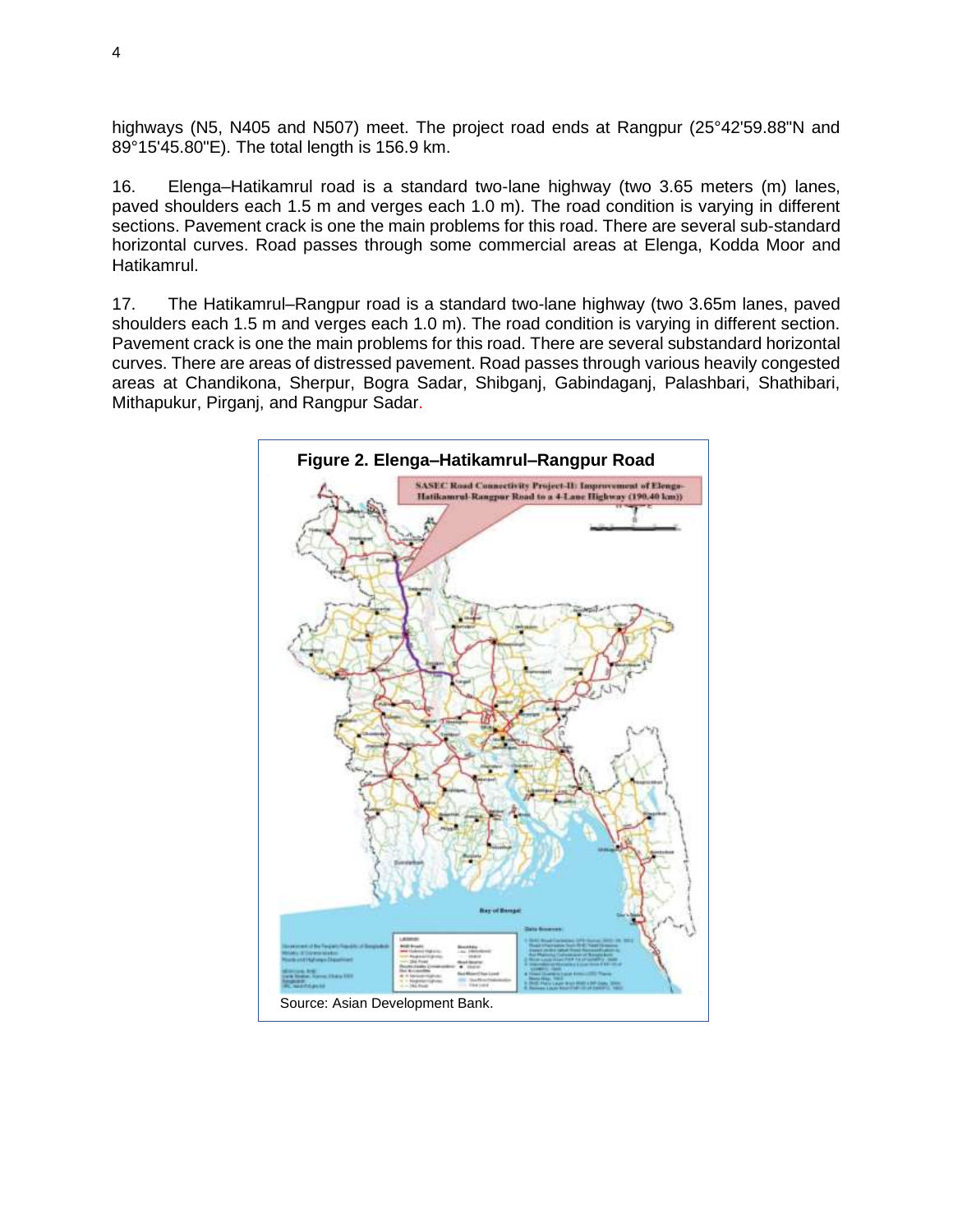highways (N5, N405 and N507) meet. The project road ends at Rangpur (25°42'59.88"N and 89°15'45.80"E). The total length is 156.9 km.

16. Elenga–Hatikamrul road is a standard two-lane highway (two 3.65 meters (m) lanes, paved shoulders each 1.5 m and verges each 1.0 m). The road condition is varying in different sections. Pavement crack is one the main problems for this road. There are several sub-standard horizontal curves. Road passes through some commercial areas at Elenga, Kodda Moor and Hatikamrul.

17. The Hatikamrul–Rangpur road is a standard two-lane highway (two 3.65m lanes, paved shoulders each 1.5 m and verges each 1.0 m). The road condition is varying in different section. Pavement crack is one the main problems for this road. There are several substandard horizontal curves. There are areas of distressed pavement. Road passes through various heavily congested areas at Chandikona, Sherpur, Bogra Sadar, Shibganj, Gabindaganj, Palashbari, Shathibari, Mithapukur, Pirganj, and Rangpur Sadar.

**Figure 2. Elenga–Hatikamrul–Rangpur Road**

SASEC Road Connectivity Project-II: Improvement of Elenga-Hatikamrul-Rangpur Road to a 4-Lane Highway (190.40 km))

Source: Asian Development Bank.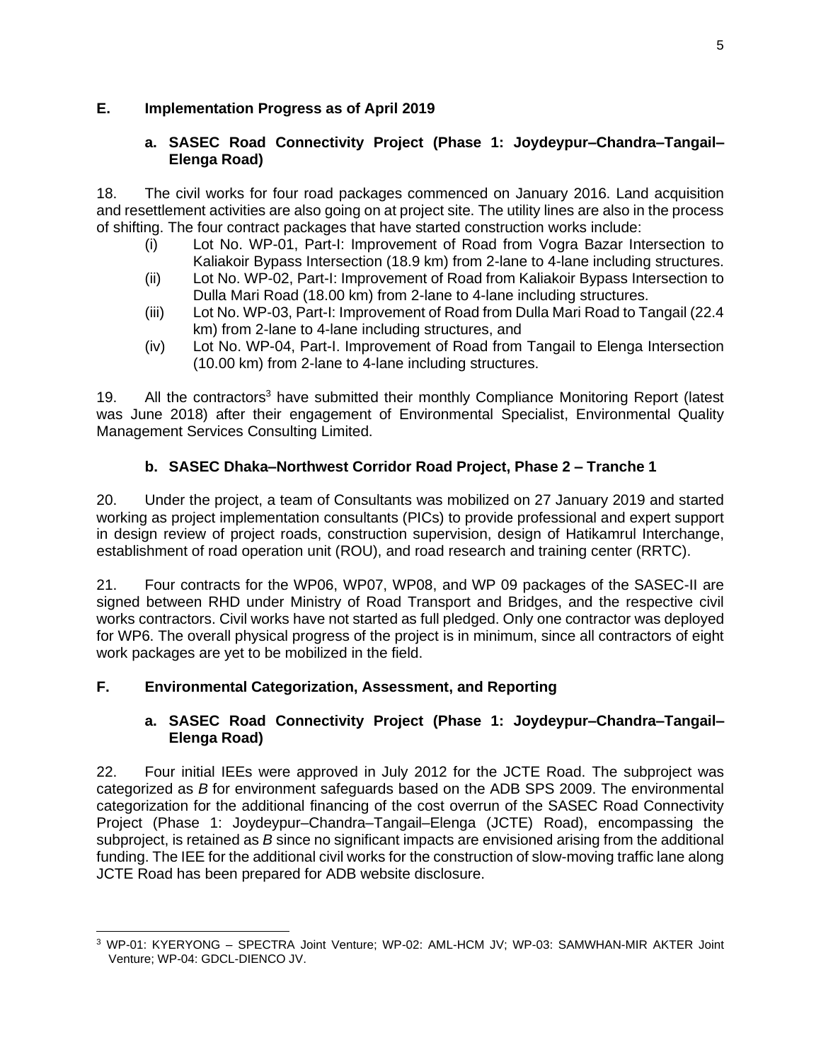## E. Implementation Progress as of April 2019

### a. SASEC Road Connectivity Project (Phase 1: Joydeypur–Chandra–Tangail–Elenga Road)

18. The civil works for four road packages commenced on January 2016. Land acquisition and resettlement activities are also going on at project site. The utility lines are also in the process of shifting. The four contract packages that have started construction works include:

(i) Lot No. WP-01, Part-I: Improvement of Road from Vogra Bazar Intersection to Kaliakoir Bypass Intersection (18.9 km) from 2-lane to 4-lane including structures.
(ii) Lot No. WP-02, Part-I: Improvement of Road from Kaliakoir Bypass Intersection to Dulla Mari Road (18.00 km) from 2-lane to 4-lane including structures.
(iii) Lot No. WP-03, Part-I: Improvement of Road from Dulla Mari Road to Tangail (22.4 km) from 2-lane to 4-lane including structures, and
(iv) Lot No. WP-04, Part-I. Improvement of Road from Tangail to Elenga Intersection (10.00 km) from 2-lane to 4-lane including structures.

19. All the contractors[3] have submitted their monthly Compliance Monitoring Report (latest was June 2018) after their engagement of Environmental Specialist, Environmental Quality Management Services Consulting Limited.

### b. SASEC Dhaka–Northwest Corridor Road Project, Phase 2 – Tranche 1

20. Under the project, a team of Consultants was mobilized on 27 January 2019 and started working as project implementation consultants (PICs) to provide professional and expert support in design review of project roads, construction supervision, design of Hatikamrul Interchange, establishment of road operation unit (ROU), and road research and training center (RRTC).

21. Four contracts for the WP06, WP07, WP08, and WP 09 packages of the SASEC-II are signed between RHD under Ministry of Road Transport and Bridges, and the respective civil works contractors. Civil works have not started as full pledged. Only one contractor was deployed for WP6. The overall physical progress of the project is in minimum, since all contractors of eight work packages are yet to be mobilized in the field.

## F. Environmental Categorization, Assessment, and Reporting

### a. SASEC Road Connectivity Project (Phase 1: Joydeypur–Chandra–Tangail–Elenga Road)

22. Four initial IEEs were approved in July 2012 for the JCTE Road. The subproject was categorized as *B* for environment safeguards based on the ADB SPS 2009. The environmental categorization for the additional financing of the cost overrun of the SASEC Road Connectivity Project (Phase 1: Joydeypur–Chandra–Tangail–Elenga (JCTE) Road), encompassing the subproject, is retained as *B* since no significant impacts are envisioned arising from the additional funding. The IEE for the additional civil works for the construction of slow-moving traffic lane along JCTE Road has been prepared for ADB website disclosure.

---

[3] WP-01: KYERYONG – SPECTRA Joint Venture; WP-02: AML-HCM JV; WP-03: SAMWHAN-MIR AKTER Joint Venture; WP-04: GDCL-DIENCO JV.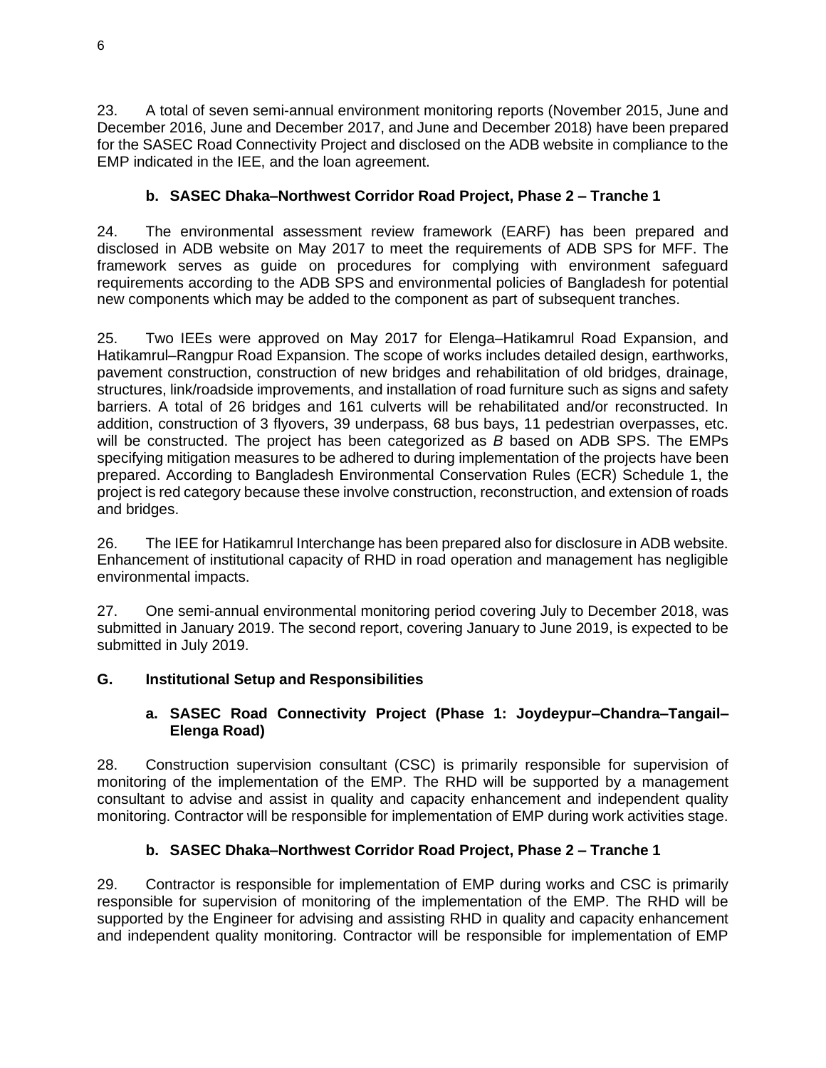23. A total of seven semi-annual environment monitoring reports (November 2015, June and December 2016, June and December 2017, and June and December 2018) have been prepared for the SASEC Road Connectivity Project and disclosed on the ADB website in compliance to the EMP indicated in the IEE, and the loan agreement.

#### b. SASEC Dhaka–Northwest Corridor Road Project, Phase 2 – Tranche 1

24. The environmental assessment review framework (EARF) has been prepared and disclosed in ADB website on May 2017 to meet the requirements of ADB SPS for MFF. The framework serves as guide on procedures for complying with environment safeguard requirements according to the ADB SPS and environmental policies of Bangladesh for potential new components which may be added to the component as part of subsequent tranches.

25. Two IEEs were approved on May 2017 for Elenga–Hatikamrul Road Expansion, and Hatikamrul–Rangpur Road Expansion. The scope of works includes detailed design, earthworks, pavement construction, construction of new bridges and rehabilitation of old bridges, drainage, structures, link/roadside improvements, and installation of road furniture such as signs and safety barriers. A total of 26 bridges and 161 culverts will be rehabilitated and/or reconstructed. In addition, construction of 3 flyovers, 39 underpass, 68 bus bays, 11 pedestrian overpasses, etc. will be constructed. The project has been categorized as *B* based on ADB SPS. The EMPs specifying mitigation measures to be adhered to during implementation of the projects have been prepared. According to Bangladesh Environmental Conservation Rules (ECR) Schedule 1, the project is red category because these involve construction, reconstruction, and extension of roads and bridges.

26. The IEE for Hatikamrul Interchange has been prepared also for disclosure in ADB website. Enhancement of institutional capacity of RHD in road operation and management has negligible environmental impacts.

27. One semi-annual environmental monitoring period covering July to December 2018, was submitted in January 2019. The second report, covering January to June 2019, is expected to be submitted in July 2019.

### G. Institutional Setup and Responsibilities

#### a. SASEC Road Connectivity Project (Phase 1: Joydeypur–Chandra–Tangail–Elenga Road)

28. Construction supervision consultant (CSC) is primarily responsible for supervision of monitoring of the implementation of the EMP. The RHD will be supported by a management consultant to advise and assist in quality and capacity enhancement and independent quality monitoring. Contractor will be responsible for implementation of EMP during work activities stage.

#### b. SASEC Dhaka–Northwest Corridor Road Project, Phase 2 – Tranche 1

29. Contractor is responsible for implementation of EMP during works and CSC is primarily responsible for supervision of monitoring of the implementation of the EMP. The RHD will be supported by the Engineer for advising and assisting RHD in quality and capacity enhancement and independent quality monitoring. Contractor will be responsible for implementation of EMP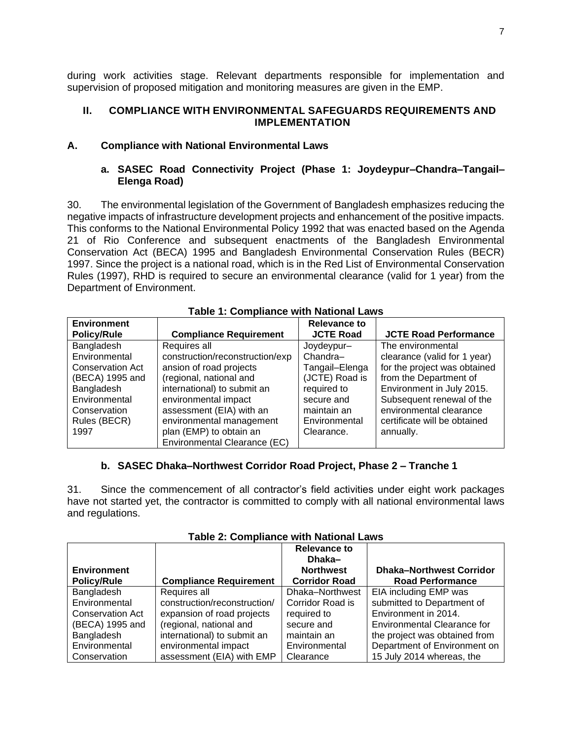during work activities stage. Relevant departments responsible for implementation and supervision of proposed mitigation and monitoring measures are given in the EMP.

## II. COMPLIANCE WITH ENVIRONMENTAL SAFEGUARDS REQUIREMENTS AND IMPLEMENTATION

### A. Compliance with National Environmental Laws

#### a. SASEC Road Connectivity Project (Phase 1: Joydeypur–Chandra–Tangail–Elenga Road)

30. The environmental legislation of the Government of Bangladesh emphasizes reducing the negative impacts of infrastructure development projects and enhancement of the positive impacts. This conforms to the National Environmental Policy 1992 that was enacted based on the Agenda 21 of Rio Conference and subsequent enactments of the Bangladesh Environmental Conservation Act (BECA) 1995 and Bangladesh Environmental Conservation Rules (BECR) 1997. Since the project is a national road, which is in the Red List of Environmental Conservation Rules (1997), RHD is required to secure an environmental clearance (valid for 1 year) from the Department of Environment.

**Table 1: Compliance with National Laws**

| Environment Policy/Rule | Compliance Requirement | Relevance to JCTE Road | JCTE Road Performance |
|---|---|---|---|
| Bangladesh Environmental Conservation Act (BECA) 1995 and Bangladesh Environmental Conservation Rules (BECR) 1997 | Requires all construction/reconstruction/expansion of road projects (regional, national and international) to submit an environmental impact assessment (EIA) with an environmental management plan (EMP) to obtain an Environmental Clearance (EC) | Joydeypur–Chandra–Tangail–Elenga (JCTE) Road is required to secure and maintain an Environmental Clearance. | The environmental clearance (valid for 1 year) for the project was obtained from the Department of Environment in July 2015. Subsequent renewal of the environmental clearance certificate will be obtained annually. |

#### b. SASEC Dhaka–Northwest Corridor Road Project, Phase 2 – Tranche 1

31. Since the commencement of all contractor's field activities under eight work packages have not started yet, the contractor is committed to comply with all national environmental laws and regulations.

**Table 2: Compliance with National Laws**

| Environment Policy/Rule | Compliance Requirement | Relevance to Dhaka–Northwest Corridor Road | Dhaka–Northwest Corridor Road Performance |
|---|---|---|---|
| Bangladesh Environmental Conservation Act (BECA) 1995 and Bangladesh Environmental Conservation | Requires all construction/reconstruction/expansion of road projects (regional, national and international) to submit an environmental impact assessment (EIA) with EMP | Dhaka–Northwest Corridor Road is required to secure and maintain an Environmental Clearance | EIA including EMP was submitted to Department of Environment in 2014. Environmental Clearance for the project was obtained from Department of Environment on 15 July 2014 whereas, the |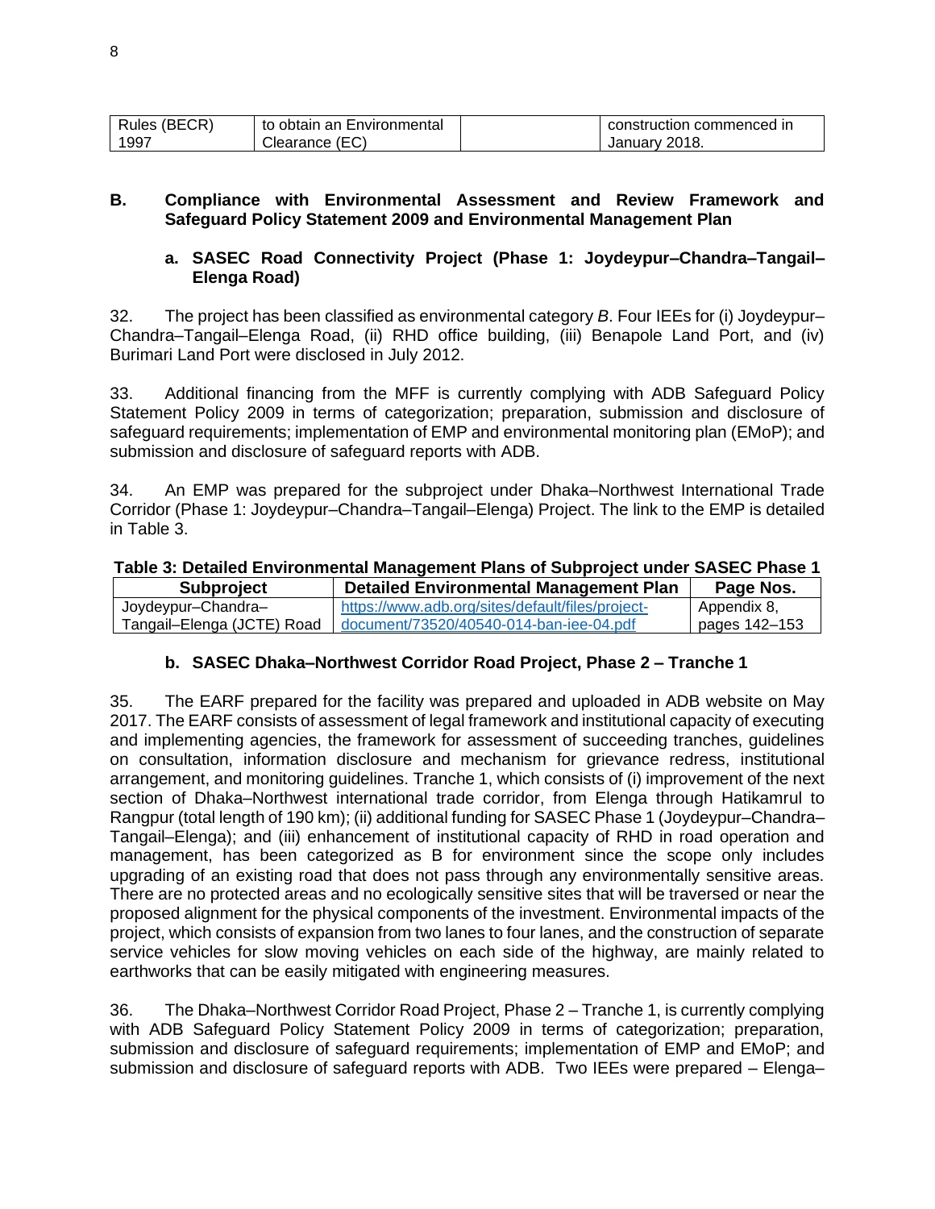| Rules (BECR) 1997 | to obtain an Environmental Clearance (EC) | | construction commenced in January 2018. |
|---|---|---|---|

## B. Compliance with Environmental Assessment and Review Framework and Safeguard Policy Statement 2009 and Environmental Management Plan

### a. SASEC Road Connectivity Project (Phase 1: Joydeypur–Chandra–Tangail–Elenga Road)

32. The project has been classified as environmental category *B*. Four IEEs for (i) Joydeypur–Chandra–Tangail–Elenga Road, (ii) RHD office building, (iii) Benapole Land Port, and (iv) Burimari Land Port were disclosed in July 2012.

33. Additional financing from the MFF is currently complying with ADB Safeguard Policy Statement Policy 2009 in terms of categorization; preparation, submission and disclosure of safeguard requirements; implementation of EMP and environmental monitoring plan (EMoP); and submission and disclosure of safeguard reports with ADB.

34. An EMP was prepared for the subproject under Dhaka–Northwest International Trade Corridor (Phase 1: Joydeypur–Chandra–Tangail–Elenga) Project. The link to the EMP is detailed in Table 3.

**Table 3: Detailed Environmental Management Plans of Subproject under SASEC Phase 1**

| Subproject | Detailed Environmental Management Plan | Page Nos. |
|---|---|---|
| Joydeypur–Chandra–Tangail–Elenga (JCTE) Road | https://www.adb.org/sites/default/files/project-document/73520/40540-014-ban-iee-04.pdf | Appendix 8, pages 142–153 |

### b. SASEC Dhaka–Northwest Corridor Road Project, Phase 2 – Tranche 1

35. The EARF prepared for the facility was prepared and uploaded in ADB website on May 2017. The EARF consists of assessment of legal framework and institutional capacity of executing and implementing agencies, the framework for assessment of succeeding tranches, guidelines on consultation, information disclosure and mechanism for grievance redress, institutional arrangement, and monitoring guidelines. Tranche 1, which consists of (i) improvement of the next section of Dhaka–Northwest international trade corridor, from Elenga through Hatikamrul to Rangpur (total length of 190 km); (ii) additional funding for SASEC Phase 1 (Joydeypur–Chandra–Tangail–Elenga); and (iii) enhancement of institutional capacity of RHD in road operation and management, has been categorized as B for environment since the scope only includes upgrading of an existing road that does not pass through any environmentally sensitive areas. There are no protected areas and no ecologically sensitive sites that will be traversed or near the proposed alignment for the physical components of the investment. Environmental impacts of the project, which consists of expansion from two lanes to four lanes, and the construction of separate service vehicles for slow moving vehicles on each side of the highway, are mainly related to earthworks that can be easily mitigated with engineering measures.

36. The Dhaka–Northwest Corridor Road Project, Phase 2 – Tranche 1, is currently complying with ADB Safeguard Policy Statement Policy 2009 in terms of categorization; preparation, submission and disclosure of safeguard requirements; implementation of EMP and EMoP; and submission and disclosure of safeguard reports with ADB. Two IEEs were prepared – Elenga–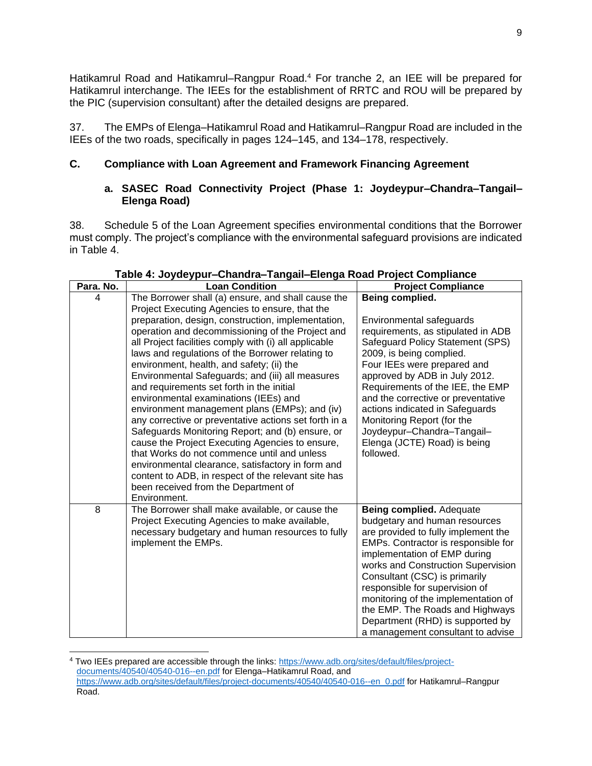Hatikamrul Road and Hatikamrul–Rangpur Road.[4] For tranche 2, an IEE will be prepared for Hatikamrul interchange. The IEEs for the establishment of RRTC and ROU will be prepared by the PIC (supervision consultant) after the detailed designs are prepared.

37. The EMPs of Elenga–Hatikamrul Road and Hatikamrul–Rangpur Road are included in the IEEs of the two roads, specifically in pages 124–145, and 134–178, respectively.

## C. Compliance with Loan Agreement and Framework Financing Agreement

### a. SASEC Road Connectivity Project (Phase 1: Joydeypur–Chandra–Tangail–Elenga Road)

38. Schedule 5 of the Loan Agreement specifies environmental conditions that the Borrower must comply. The project's compliance with the environmental safeguard provisions are indicated in Table 4.

**Table 4: Joydeypur–Chandra–Tangail–Elenga Road Project Compliance**

| Para. No. | Loan Condition | Project Compliance |
|---|---|---|
| 4 | The Borrower shall (a) ensure, and shall cause the Project Executing Agencies to ensure, that the preparation, design, construction, implementation, operation and decommissioning of the Project and all Project facilities comply with (i) all applicable laws and regulations of the Borrower relating to environment, health, and safety; (ii) the Environmental Safeguards; and (iii) all measures and requirements set forth in the initial environmental examinations (IEEs) and environment management plans (EMPs); and (iv) any corrective or preventative actions set forth in a Safeguards Monitoring Report; and (b) ensure, or cause the Project Executing Agencies to ensure, that Works do not commence until and unless environmental clearance, satisfactory in form and content to ADB, in respect of the relevant site has been received from the Department of Environment. | **Being complied.** Environmental safeguards requirements, as stipulated in ADB Safeguard Policy Statement (SPS) 2009, is being complied. Four IEEs were prepared and approved by ADB in July 2012. Requirements of the IEE, the EMP and the corrective or preventative actions indicated in Safeguards Monitoring Report (for the Joydeypur–Chandra–Tangail–Elenga (JCTE) Road) is being followed. |
| 8 | The Borrower shall make available, or cause the Project Executing Agencies to make available, necessary budgetary and human resources to fully implement the EMPs. | **Being complied.** Adequate budgetary and human resources are provided to fully implement the EMPs. Contractor is responsible for implementation of EMP during works and Construction Supervision Consultant (CSC) is primarily responsible for supervision of monitoring of the implementation of the EMP. The Roads and Highways Department (RHD) is supported by a management consultant to advise |

[4] Two IEEs prepared are accessible through the links: https://www.adb.org/sites/default/files/project-documents/40540/40540-016--en.pdf for Elenga–Hatikamrul Road, and https://www.adb.org/sites/default/files/project-documents/40540/40540-016--en_0.pdf for Hatikamrul–Rangpur Road.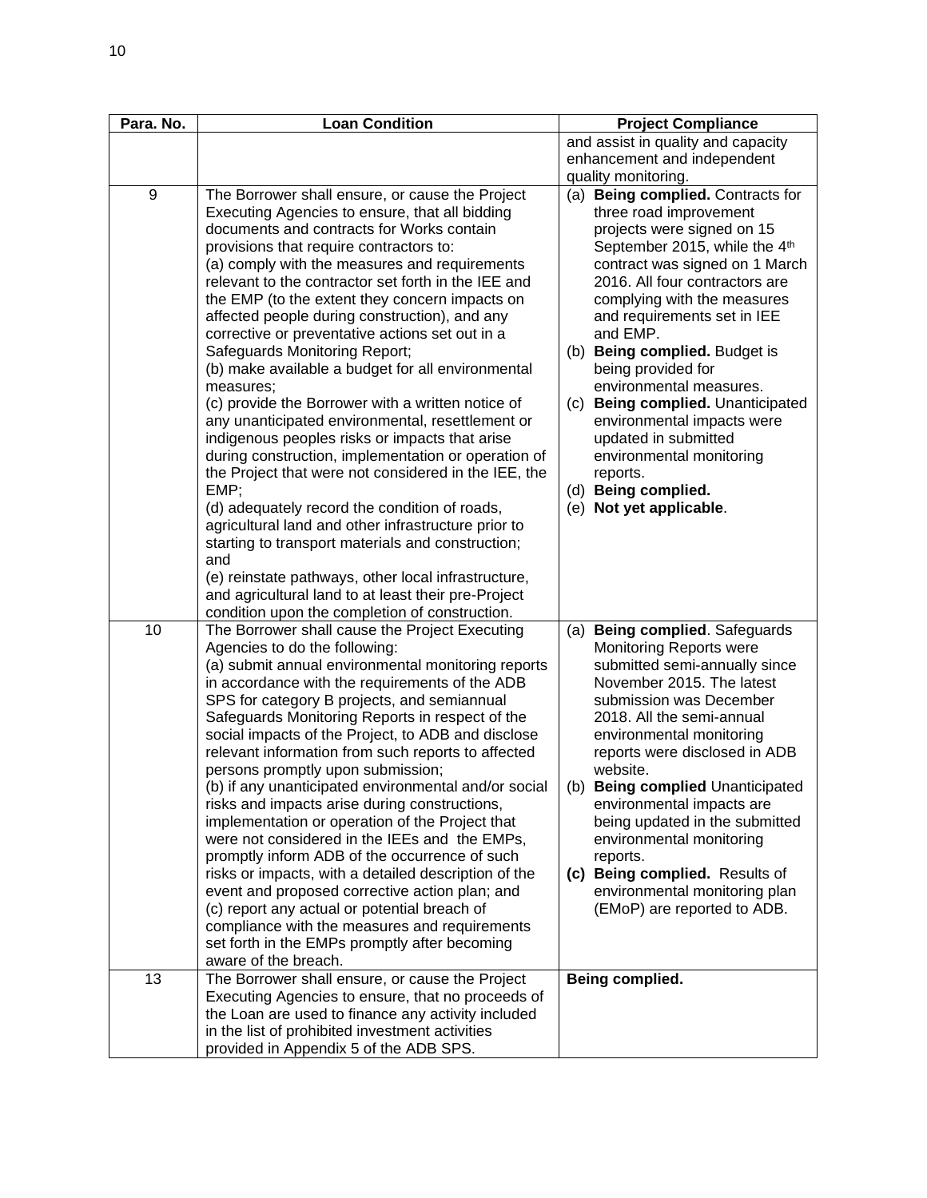| Para. No. | Loan Condition | Project Compliance |
| --- | --- | --- |
| | | and assist in quality and capacity enhancement and independent quality monitoring. |
| 9 | The Borrower shall ensure, or cause the Project Executing Agencies to ensure, that all bidding documents and contracts for Works contain provisions that require contractors to:<br>(a) comply with the measures and requirements relevant to the contractor set forth in the IEE and the EMP (to the extent they concern impacts on affected people during construction), and any corrective or preventative actions set out in a Safeguards Monitoring Report;<br>(b) make available a budget for all environmental measures;<br>(c) provide the Borrower with a written notice of any unanticipated environmental, resettlement or indigenous peoples risks or impacts that arise during construction, implementation or operation of the Project that were not considered in the IEE, the EMP;<br>(d) adequately record the condition of roads, agricultural land and other infrastructure prior to starting to transport materials and construction; and<br>(e) reinstate pathways, other local infrastructure, and agricultural land to at least their pre-Project condition upon the completion of construction. | (a) **Being complied.** Contracts for three road improvement projects were signed on 15 September 2015, while the 4th contract was signed on 1 March 2016. All four contractors are complying with the measures and requirements set in IEE and EMP.<br>(b) **Being complied.** Budget is being provided for environmental measures.<br>(c) **Being complied.** Unanticipated environmental impacts were updated in submitted environmental monitoring reports.<br>(d) **Being complied.**<br>(e) **Not yet applicable**. |
| 10 | The Borrower shall cause the Project Executing Agencies to do the following:<br>(a) submit annual environmental monitoring reports in accordance with the requirements of the ADB SPS for category B projects, and semiannual Safeguards Monitoring Reports in respect of the social impacts of the Project, to ADB and disclose relevant information from such reports to affected persons promptly upon submission;<br>(b) if any unanticipated environmental and/or social risks and impacts arise during constructions, implementation or operation of the Project that were not considered in the IEEs and the EMPs, promptly inform ADB of the occurrence of such risks or impacts, with a detailed description of the event and proposed corrective action plan; and<br>(c) report any actual or potential breach of compliance with the measures and requirements set forth in the EMPs promptly after becoming aware of the breach. | (a) **Being complied**. Safeguards Monitoring Reports were submitted semi-annually since November 2015. The latest submission was December 2018. All the semi-annual environmental monitoring reports were disclosed in ADB website.<br>(b) **Being complied** Unanticipated environmental impacts are being updated in the submitted environmental monitoring reports.<br>**(c) Being complied.** Results of environmental monitoring plan (EMoP) are reported to ADB. |
| 13 | The Borrower shall ensure, or cause the Project Executing Agencies to ensure, that no proceeds of the Loan are used to finance any activity included in the list of prohibited investment activities provided in Appendix 5 of the ADB SPS. | **Being complied.** |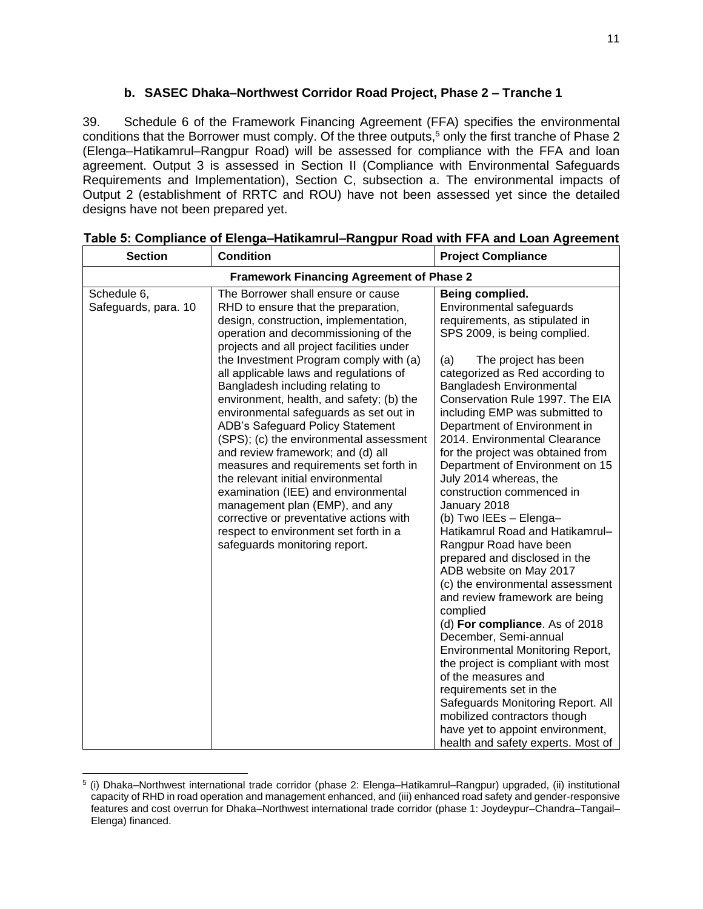### b. SASEC Dhaka–Northwest Corridor Road Project, Phase 2 – Tranche 1

39. Schedule 6 of the Framework Financing Agreement (FFA) specifies the environmental conditions that the Borrower must comply. Of the three outputs,[5] only the first tranche of Phase 2 (Elenga–Hatikamrul–Rangpur Road) will be assessed for compliance with the FFA and loan agreement. Output 3 is assessed in Section II (Compliance with Environmental Safeguards Requirements and Implementation), Section C, subsection a. The environmental impacts of Output 2 (establishment of RRTC and ROU) have not been assessed yet since the detailed designs have not been prepared yet.

**Table 5: Compliance of Elenga–Hatikamrul–Rangpur Road with FFA and Loan Agreement**

| Section | Condition | Project Compliance |
|---|---|---|
| **Framework Financing Agreement of Phase 2** | | |
| Schedule 6, Safeguards, para. 10 | The Borrower shall ensure or cause RHD to ensure that the preparation, design, construction, implementation, operation and decommissioning of the projects and all project facilities under the Investment Program comply with (a) all applicable laws and regulations of Bangladesh including relating to environment, health, and safety; (b) the environmental safeguards as set out in ADB's Safeguard Policy Statement (SPS); (c) the environmental assessment and review framework; and (d) all measures and requirements set forth in the relevant initial environmental examination (IEE) and environmental management plan (EMP), and any corrective or preventative actions with respect to environment set forth in a safeguards monitoring report. | **Being complied.** Environmental safeguards requirements, as stipulated in SPS 2009, is being complied. <br><br> (a) The project has been categorized as Red according to Bangladesh Environmental Conservation Rule 1997. The EIA including EMP was submitted to Department of Environment in 2014. Environmental Clearance for the project was obtained from Department of Environment on 15 July 2014 whereas, the construction commenced in January 2018 <br> (b) Two IEEs – Elenga–Hatikamrul Road and Hatikamrul–Rangpur Road have been prepared and disclosed in the ADB website on May 2017 <br> (c) the environmental assessment and review framework are being complied <br> (d) **For compliance**. As of 2018 December, Semi-annual Environmental Monitoring Report, the project is compliant with most of the measures and requirements set in the Safeguards Monitoring Report. All mobilized contractors though have yet to appoint environment, health and safety experts. Most of |

[5] (i) Dhaka–Northwest international trade corridor (phase 2: Elenga–Hatikamrul–Rangpur) upgraded, (ii) institutional capacity of RHD in road operation and management enhanced, and (iii) enhanced road safety and gender-responsive features and cost overrun for Dhaka–Northwest international trade corridor (phase 1: Joydeypur–Chandra–Tangail–Elenga) financed.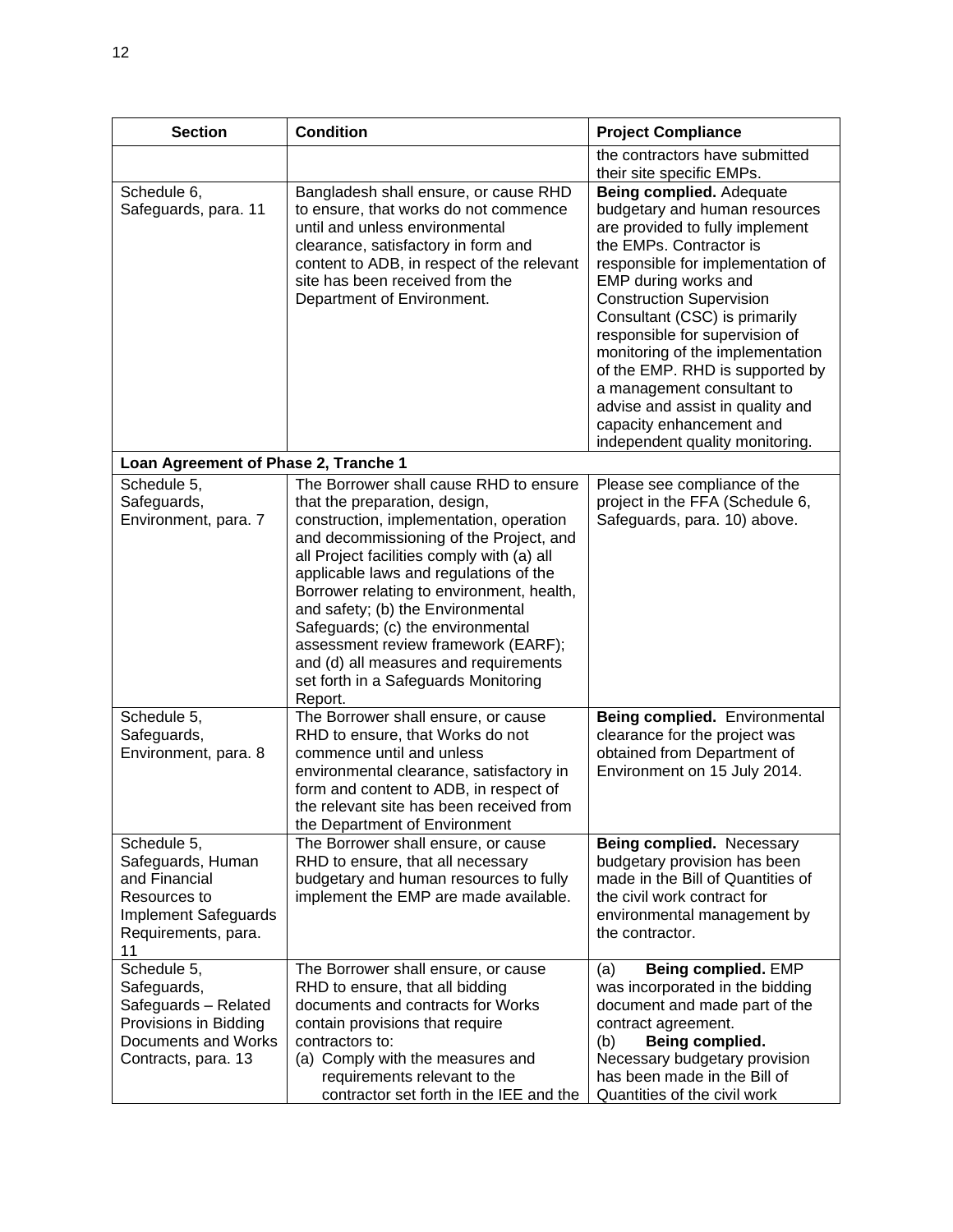| Section | Condition | Project Compliance |
|---|---|---|
| | | the contractors have submitted their site specific EMPs. |
| Schedule 6, Safeguards, para. 11 | Bangladesh shall ensure, or cause RHD to ensure, that works do not commence until and unless environmental clearance, satisfactory in form and content to ADB, in respect of the relevant site has been received from the Department of Environment. | **Being complied.** Adequate budgetary and human resources are provided to fully implement the EMPs. Contractor is responsible for implementation of EMP during works and Construction Supervision Consultant (CSC) is primarily responsible for supervision of monitoring of the implementation of the EMP. RHD is supported by a management consultant to advise and assist in quality and capacity enhancement and independent quality monitoring. |
| **Loan Agreement of Phase 2, Tranche 1** | | |
| Schedule 5, Safeguards, Environment, para. 7 | The Borrower shall cause RHD to ensure that the preparation, design, construction, implementation, operation and decommissioning of the Project, and all Project facilities comply with (a) all applicable laws and regulations of the Borrower relating to environment, health, and safety; (b) the Environmental Safeguards; (c) the environmental assessment review framework (EARF); and (d) all measures and requirements set forth in a Safeguards Monitoring Report. | Please see compliance of the project in the FFA (Schedule 6, Safeguards, para. 10) above. |
| Schedule 5, Safeguards, Environment, para. 8 | The Borrower shall ensure, or cause RHD to ensure, that Works do not commence until and unless environmental clearance, satisfactory in form and content to ADB, in respect of the relevant site has been received from the Department of Environment | **Being complied.** Environmental clearance for the project was obtained from Department of Environment on 15 July 2014. |
| Schedule 5, Safeguards, Human and Financial Resources to Implement Safeguards Requirements, para. 11 | The Borrower shall ensure, or cause RHD to ensure, that all necessary budgetary and human resources to fully implement the EMP are made available. | **Being complied.** Necessary budgetary provision has been made in the Bill of Quantities of the civil work contract for environmental management by the contractor. |
| Schedule 5, Safeguards, Safeguards – Related Provisions in Bidding Documents and Works Contracts, para. 13 | The Borrower shall ensure, or cause RHD to ensure, that all bidding documents and contracts for Works contain provisions that require contractors to:<br>(a) Comply with the measures and requirements relevant to the contractor set forth in the IEE and the | (a) **Being complied.** EMP was incorporated in the bidding document and made part of the contract agreement.<br>(b) **Being complied.** Necessary budgetary provision has been made in the Bill of Quantities of the civil work |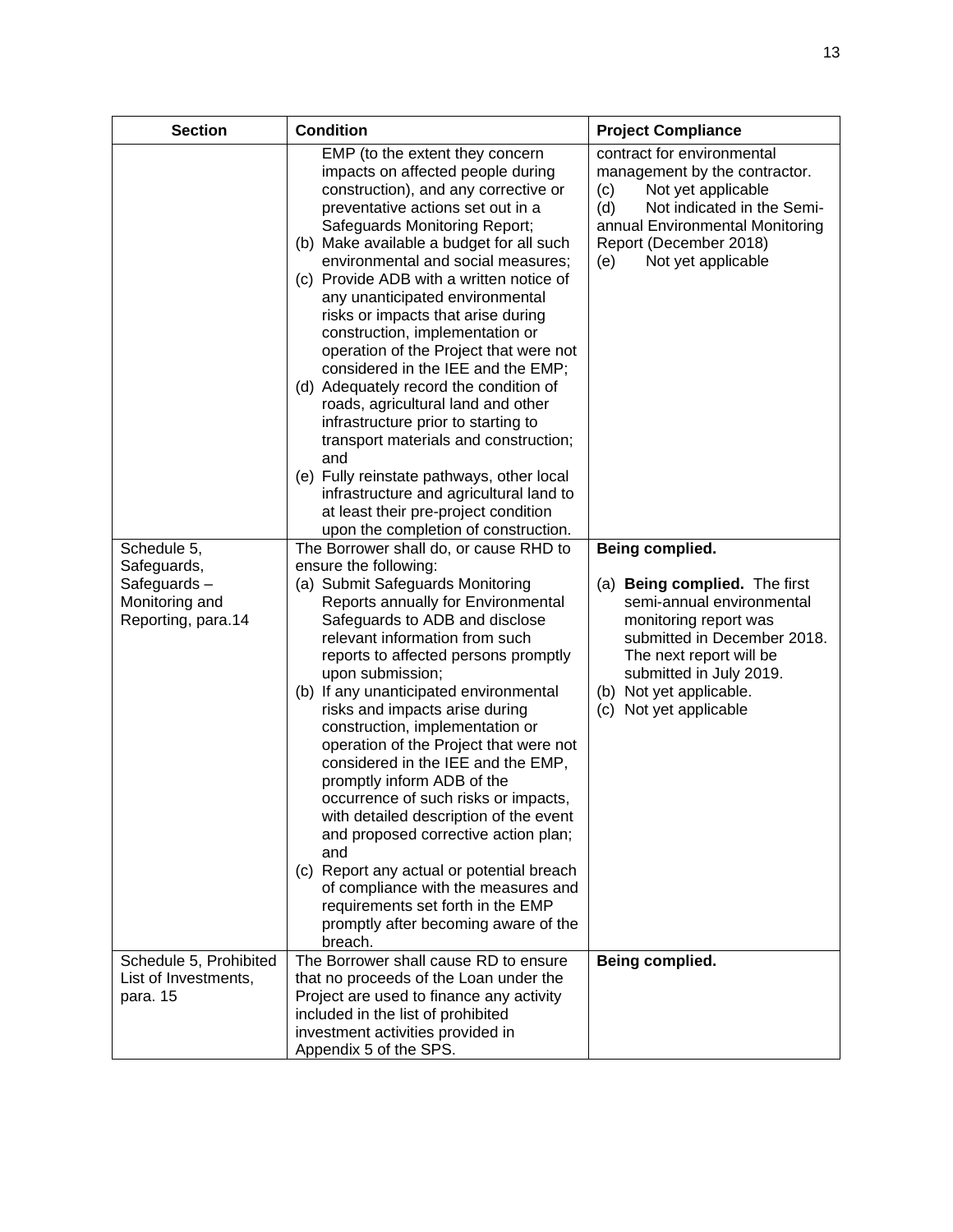| Section | Condition | Project Compliance |
|---|---|---|
| | EMP (to the extent they concern impacts on affected people during construction), and any corrective or preventative actions set out in a Safeguards Monitoring Report;<br>(b) Make available a budget for all such environmental and social measures;<br>(c) Provide ADB with a written notice of any unanticipated environmental risks or impacts that arise during construction, implementation or operation of the Project that were not considered in the IEE and the EMP;<br>(d) Adequately record the condition of roads, agricultural land and other infrastructure prior to starting to transport materials and construction; and<br>(e) Fully reinstate pathways, other local infrastructure and agricultural land to at least their pre-project condition upon the completion of construction. | contract for environmental management by the contractor.<br>(c) Not yet applicable<br>(d) Not indicated in the Semi-annual Environmental Monitoring Report (December 2018)<br>(e) Not yet applicable |
| Schedule 5, Safeguards, Safeguards – Monitoring and Reporting, para.14 | The Borrower shall do, or cause RHD to ensure the following:<br>(a) Submit Safeguards Monitoring Reports annually for Environmental Safeguards to ADB and disclose relevant information from such reports to affected persons promptly upon submission;<br>(b) If any unanticipated environmental risks and impacts arise during construction, implementation or operation of the Project that were not considered in the IEE and the EMP, promptly inform ADB of the occurrence of such risks or impacts, with detailed description of the event and proposed corrective action plan; and<br>(c) Report any actual or potential breach of compliance with the measures and requirements set forth in the EMP promptly after becoming aware of the breach. | **Being complied.**<br>(a) **Being complied.** The first semi-annual environmental monitoring report was submitted in December 2018. The next report will be submitted in July 2019.<br>(b) Not yet applicable.<br>(c) Not yet applicable |
| Schedule 5, Prohibited List of Investments, para. 15 | The Borrower shall cause RD to ensure that no proceeds of the Loan under the Project are used to finance any activity included in the list of prohibited investment activities provided in Appendix 5 of the SPS. | **Being complied.** |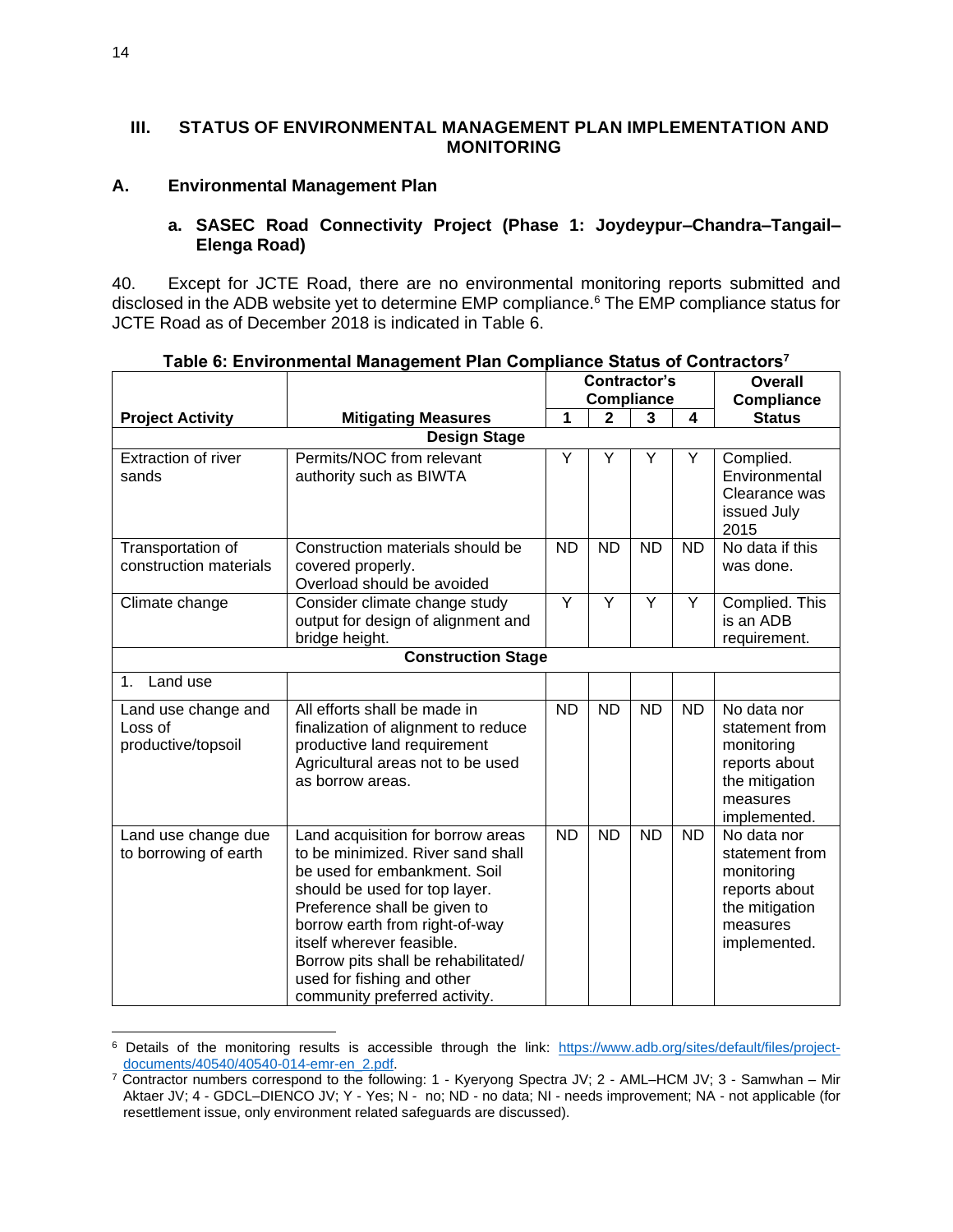## III. STATUS OF ENVIRONMENTAL MANAGEMENT PLAN IMPLEMENTATION AND MONITORING

### A. Environmental Management Plan

#### a. SASEC Road Connectivity Project (Phase 1: Joydeypur–Chandra–Tangail–Elenga Road)

40. Except for JCTE Road, there are no environmental monitoring reports submitted and disclosed in the ADB website yet to determine EMP compliance.[6] The EMP compliance status for JCTE Road as of December 2018 is indicated in Table 6.

**Table 6: Environmental Management Plan Compliance Status of Contractors[7]**

| Project Activity | Mitigating Measures | Contractor's Compliance | | | | Overall Compliance Status |
|---|---|---|---|---|---|---|
| | | 1 | 2 | 3 | 4 | |
| **Design Stage** | | | | | | |
| Extraction of river sands | Permits/NOC from relevant authority such as BIWTA | Y | Y | Y | Y | Complied. Environmental Clearance was issued July 2015 |
| Transportation of construction materials | Construction materials should be covered properly. Overload should be avoided | ND | ND | ND | ND | No data if this was done. |
| Climate change | Consider climate change study output for design of alignment and bridge height. | Y | Y | Y | Y | Complied. This is an ADB requirement. |
| **Construction Stage** | | | | | | |
| 1. Land use | | | | | | |
| Land use change and Loss of productive/topsoil | All efforts shall be made in finalization of alignment to reduce productive land requirement Agricultural areas not to be used as borrow areas. | ND | ND | ND | ND | No data nor statement from monitoring reports about the mitigation measures implemented. |
| Land use change due to borrowing of earth | Land acquisition for borrow areas to be minimized. River sand shall be used for embankment. Soil should be used for top layer. Preference shall be given to borrow earth from right-of-way itself wherever feasible. Borrow pits shall be rehabilitated/ used for fishing and other community preferred activity. | ND | ND | ND | ND | No data nor statement from monitoring reports about the mitigation measures implemented. |

[6] Details of the monitoring results is accessible through the link: https://www.adb.org/sites/default/files/project-documents/40540/40540-014-emr-en_2.pdf.

[7] Contractor numbers correspond to the following: 1 - Kyeryong Spectra JV; 2 - AML–HCM JV; 3 - Samwhan – Mir Aktaer JV; 4 - GDCL–DIENCO JV; Y - Yes; N - no; ND - no data; NI - needs improvement; NA - not applicable (for resettlement issue, only environment related safeguards are discussed).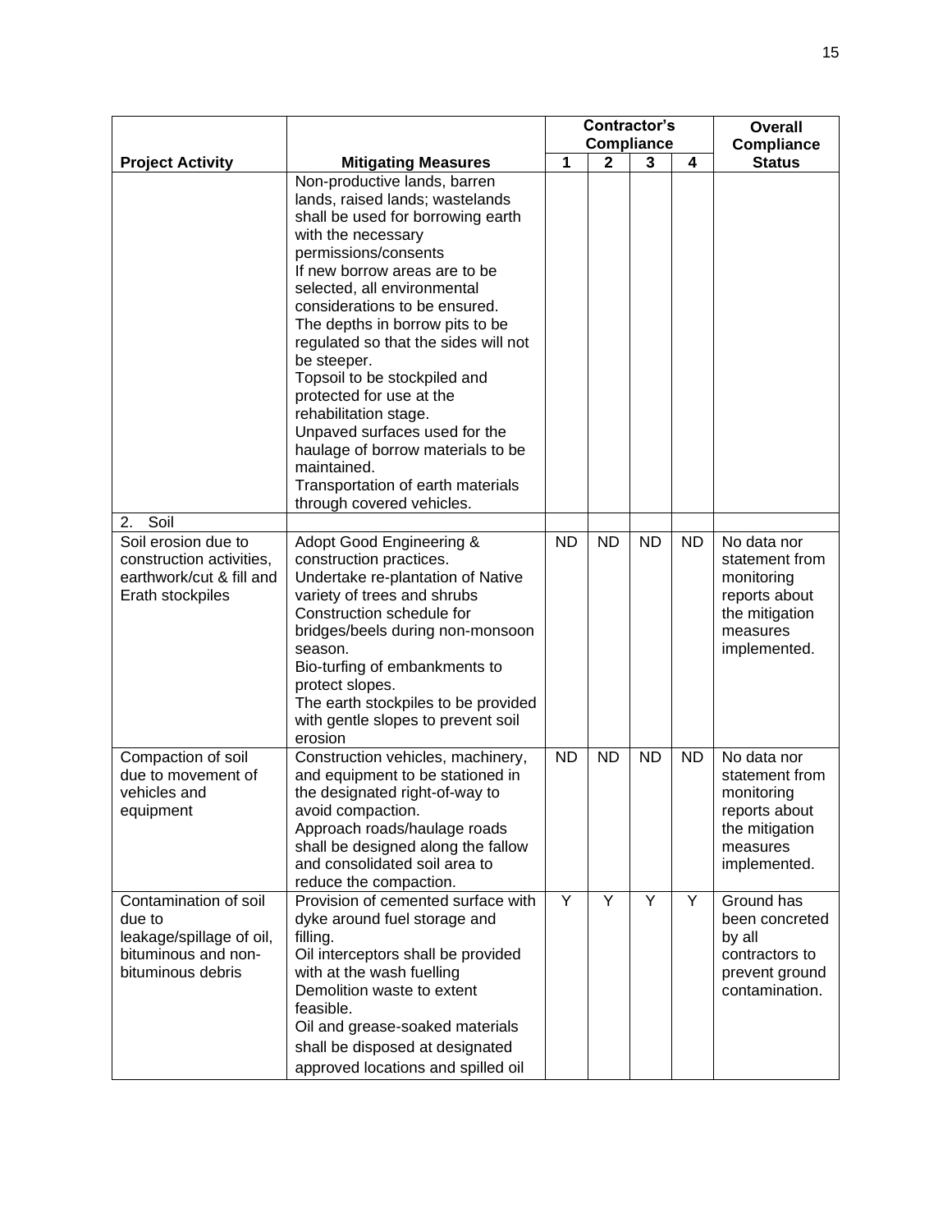| Project Activity | Mitigating Measures | Contractor's Compliance | | | | Overall Compliance Status |
|---|---|---|---|---|---|---|
| | | 1 | 2 | 3 | 4 | |
| | Non-productive lands, barren lands, raised lands; wastelands shall be used for borrowing earth with the necessary permissions/consents<br>If new borrow areas are to be selected, all environmental considerations to be ensured.<br>The depths in borrow pits to be regulated so that the sides will not be steeper.<br>Topsoil to be stockpiled and protected for use at the rehabilitation stage.<br>Unpaved surfaces used for the haulage of borrow materials to be maintained.<br>Transportation of earth materials through covered vehicles. | | | | | |
| 2. Soil | | | | | | |
| Soil erosion due to construction activities, earthwork/cut & fill and Erath stockpiles | Adopt Good Engineering & construction practices.<br>Undertake re-plantation of Native variety of trees and shrubs<br>Construction schedule for bridges/beels during non-monsoon season.<br>Bio-turfing of embankments to protect slopes.<br>The earth stockpiles to be provided with gentle slopes to prevent soil erosion | ND | ND | ND | ND | No data nor statement from monitoring reports about the mitigation measures implemented. |
| Compaction of soil due to movement of vehicles and equipment | Construction vehicles, machinery, and equipment to be stationed in the designated right-of-way to avoid compaction.<br>Approach roads/haulage roads shall be designed along the fallow and consolidated soil area to reduce the compaction. | ND | ND | ND | ND | No data nor statement from monitoring reports about the mitigation measures implemented. |
| Contamination of soil due to leakage/spillage of oil, bituminous and non-bituminous debris | Provision of cemented surface with dyke around fuel storage and filling.<br>Oil interceptors shall be provided with at the wash fuelling<br>Demolition waste to extent feasible.<br>Oil and grease-soaked materials shall be disposed at designated approved locations and spilled oil | Y | Y | Y | Y | Ground has been concreted by all contractors to prevent ground contamination. |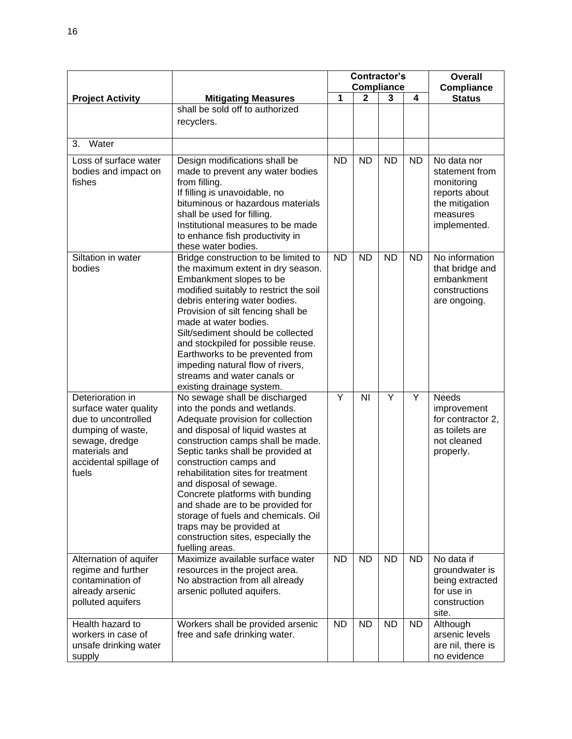| Project Activity | Mitigating Measures | Contractor's Compliance | | | | Overall Compliance Status |
|---|---|---|---|---|---|---|
| | | 1 | 2 | 3 | 4 | |
| | shall be sold off to authorized recyclers. | | | | | |
| 3. Water | | | | | | |
| Loss of surface water bodies and impact on fishes | Design modifications shall be made to prevent any water bodies from filling. If filling is unavoidable, no bituminous or hazardous materials shall be used for filling. Institutional measures to be made to enhance fish productivity in these water bodies. | ND | ND | ND | ND | No data nor statement from monitoring reports about the mitigation measures implemented. |
| Siltation in water bodies | Bridge construction to be limited to the maximum extent in dry season. Embankment slopes to be modified suitably to restrict the soil debris entering water bodies. Provision of silt fencing shall be made at water bodies. Silt/sediment should be collected and stockpiled for possible reuse. Earthworks to be prevented from impeding natural flow of rivers, streams and water canals or existing drainage system. | ND | ND | ND | ND | No information that bridge and embankment constructions are ongoing. |
| Deterioration in surface water quality due to uncontrolled dumping of waste, sewage, dredge materials and accidental spillage of fuels | No sewage shall be discharged into the ponds and wetlands. Adequate provision for collection and disposal of liquid wastes at construction camps shall be made. Septic tanks shall be provided at construction camps and rehabilitation sites for treatment and disposal of sewage. Concrete platforms with bunding and shade are to be provided for storage of fuels and chemicals. Oil traps may be provided at construction sites, especially the fuelling areas. | Y | NI | Y | Y | Needs improvement for contractor 2, as toilets are not cleaned properly. |
| Alternation of aquifer regime and further contamination of already arsenic polluted aquifers | Maximize available surface water resources in the project area. No abstraction from all already arsenic polluted aquifers. | ND | ND | ND | ND | No data if groundwater is being extracted for use in construction site. |
| Health hazard to workers in case of unsafe drinking water supply | Workers shall be provided arsenic free and safe drinking water. | ND | ND | ND | ND | Although arsenic levels are nil, there is no evidence |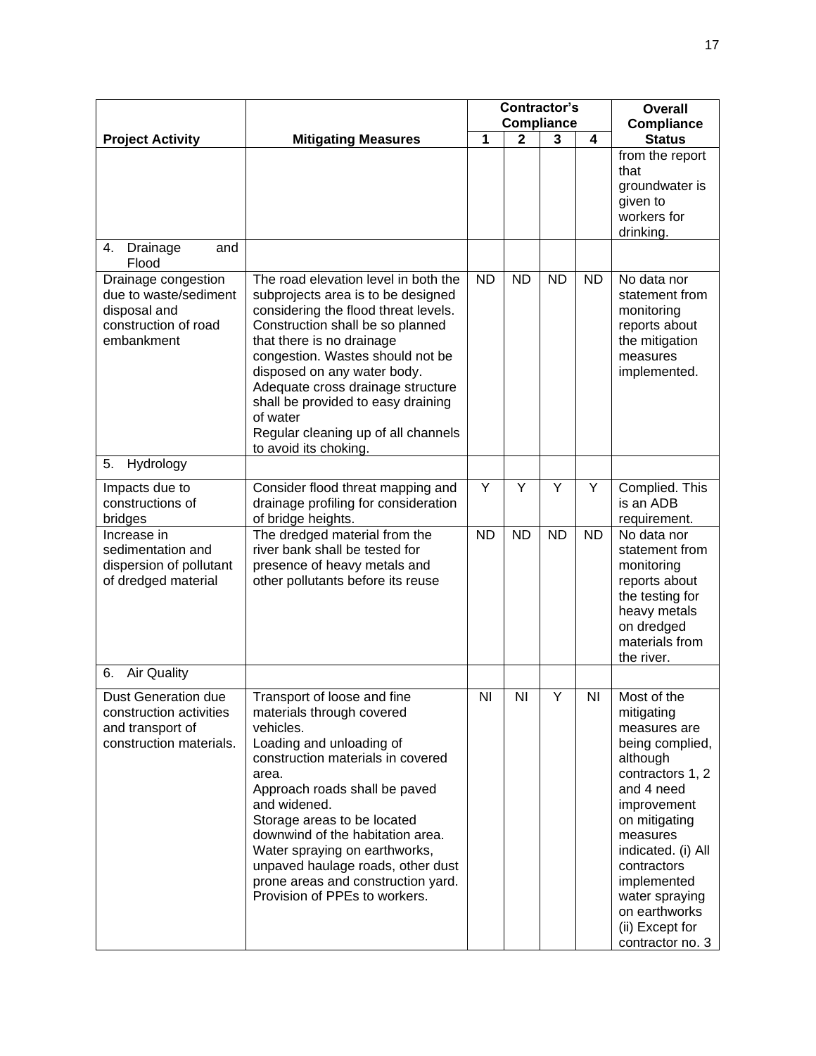| Project Activity | Mitigating Measures | Contractor's Compliance | | | | Overall Compliance Status |
|---|---|---|---|---|---|---|
| | | 1 | 2 | 3 | 4 | |
| | | | | | | from the report that groundwater is given to workers for drinking. |
| 4. Drainage and Flood | | | | | | |
| Drainage congestion due to waste/sediment disposal and construction of road embankment | The road elevation level in both the subprojects area is to be designed considering the flood threat levels. Construction shall be so planned that there is no drainage congestion. Wastes should not be disposed on any water body. Adequate cross drainage structure shall be provided to easy draining of water Regular cleaning up of all channels to avoid its choking. | ND | ND | ND | ND | No data nor statement from monitoring reports about the mitigation measures implemented. |
| 5. Hydrology | | | | | | |
| Impacts due to constructions of bridges | Consider flood threat mapping and drainage profiling for consideration of bridge heights. | Y | Y | Y | Y | Complied. This is an ADB requirement. |
| Increase in sedimentation and dispersion of pollutant of dredged material | The dredged material from the river bank shall be tested for presence of heavy metals and other pollutants before its reuse | ND | ND | ND | ND | No data nor statement from monitoring reports about the testing for heavy metals on dredged materials from the river. |
| 6. Air Quality | | | | | | |
| Dust Generation due construction activities and transport of construction materials. | Transport of loose and fine materials through covered vehicles. Loading and unloading of construction materials in covered area. Approach roads shall be paved and widened. Storage areas to be located downwind of the habitation area. Water spraying on earthworks, unpaved haulage roads, other dust prone areas and construction yard. Provision of PPEs to workers. | NI | NI | Y | NI | Most of the mitigating measures are being complied, although contractors 1, 2 and 4 need improvement on mitigating measures indicated. (i) All contractors implemented water spraying on earthworks (ii) Except for contractor no. 3 |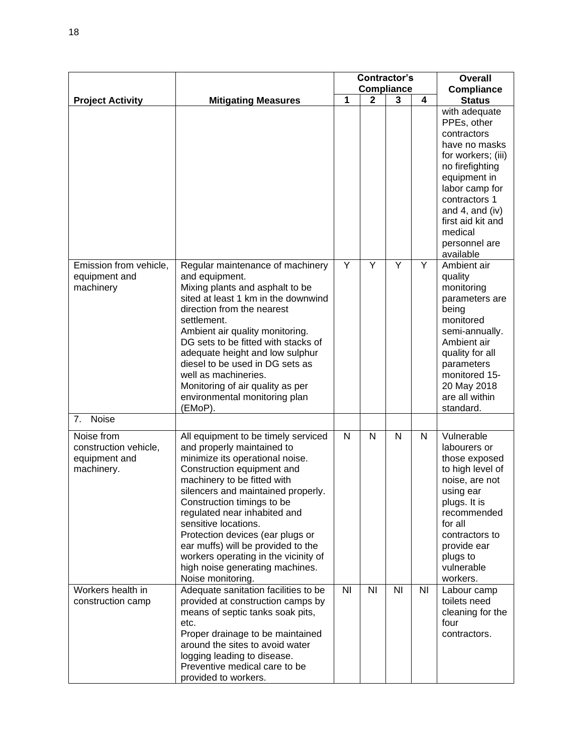| Project Activity | Mitigating Measures | Contractor's Compliance | | | | Overall Compliance Status |
|---|---|---|---|---|---|---|
| | | 1 | 2 | 3 | 4 | |
| | | | | | | with adequate PPEs, other contractors have no masks for workers; (iii) no firefighting equipment in labor camp for contractors 1 and 4, and (iv) first aid kit and medical personnel are available |
| Emission from vehicle, equipment and machinery | Regular maintenance of machinery and equipment.<br>Mixing plants and asphalt to be sited at least 1 km in the downwind direction from the nearest settlement.<br>Ambient air quality monitoring.<br>DG sets to be fitted with stacks of adequate height and low sulphur diesel to be used in DG sets as well as machineries.<br>Monitoring of air quality as per environmental monitoring plan (EMoP). | Y | Y | Y | Y | Ambient air quality monitoring parameters are being monitored semi-annually. Ambient air quality for all parameters monitored 15-20 May 2018 are all within standard. |
| 7. Noise | | | | | | |
| Noise from construction vehicle, equipment and machinery. | All equipment to be timely serviced and properly maintained to minimize its operational noise.<br>Construction equipment and machinery to be fitted with silencers and maintained properly.<br>Construction timings to be regulated near inhabited and sensitive locations.<br>Protection devices (ear plugs or ear muffs) will be provided to the workers operating in the vicinity of high noise generating machines.<br>Noise monitoring. | N | N | N | N | Vulnerable labourers or those exposed to high level of noise, are not using ear plugs. It is recommended for all contractors to provide ear plugs to vulnerable workers. |
| Workers health in construction camp | Adequate sanitation facilities to be provided at construction camps by means of septic tanks soak pits, etc.<br>Proper drainage to be maintained around the sites to avoid water logging leading to disease.<br>Preventive medical care to be provided to workers. | NI | NI | NI | NI | Labour camp toilets need cleaning for the four contractors. |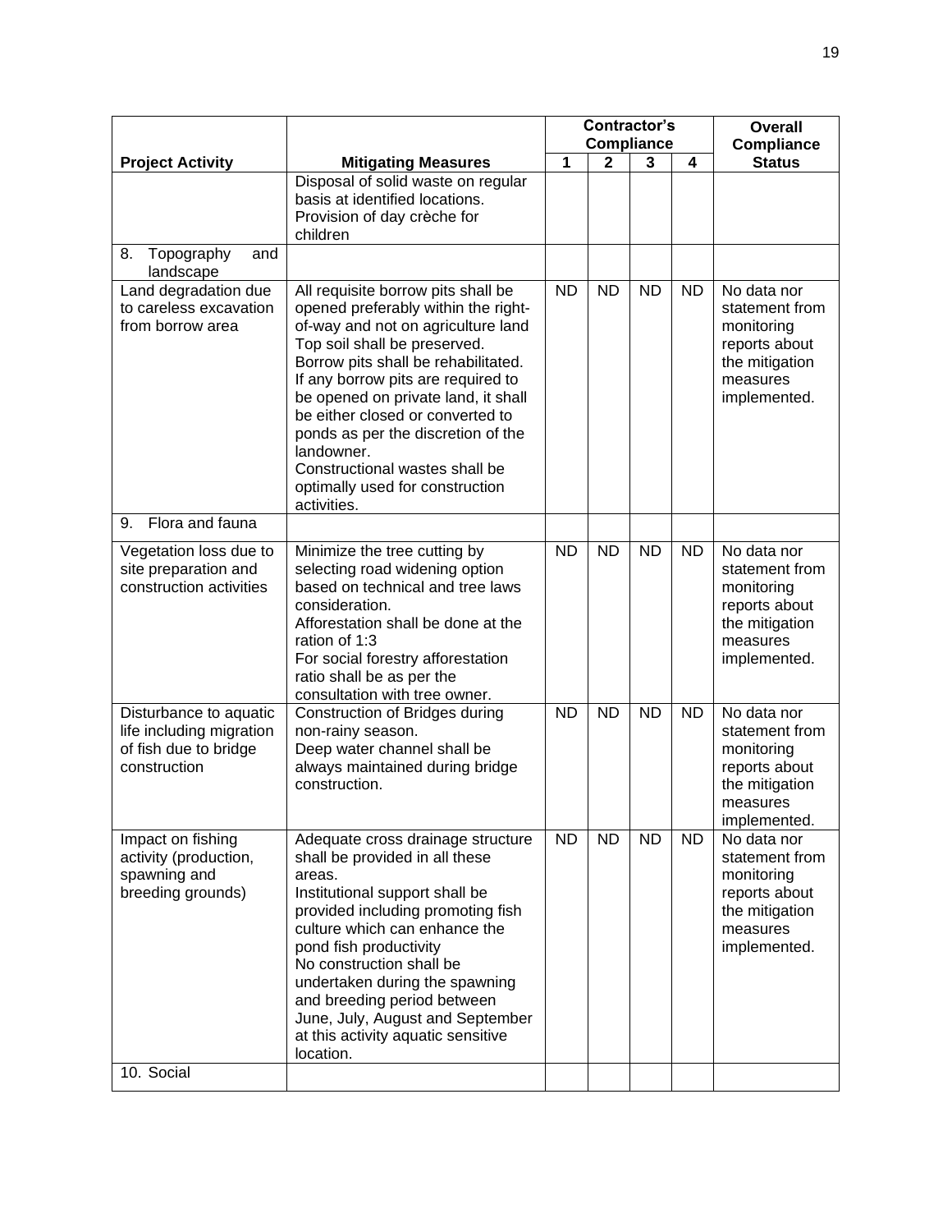| Project Activity | Mitigating Measures | Contractor's Compliance 1 | 2 | 3 | 4 | Overall Compliance Status |
|---|---|---|---|---|---|---|
| | Disposal of solid waste on regular basis at identified locations. Provision of day crèche for children | | | | | |
| 8. Topography and landscape | | | | | | |
| Land degradation due to careless excavation from borrow area | All requisite borrow pits shall be opened preferably within the right-of-way and not on agriculture land Top soil shall be preserved. Borrow pits shall be rehabilitated. If any borrow pits are required to be opened on private land, it shall be either closed or converted to ponds as per the discretion of the landowner. Constructional wastes shall be optimally used for construction activities. | ND | ND | ND | ND | No data nor statement from monitoring reports about the mitigation measures implemented. |
| 9. Flora and fauna | | | | | | |
| Vegetation loss due to site preparation and construction activities | Minimize the tree cutting by selecting road widening option based on technical and tree laws consideration. Afforestation shall be done at the ration of 1:3 For social forestry afforestation ratio shall be as per the consultation with tree owner. | ND | ND | ND | ND | No data nor statement from monitoring reports about the mitigation measures implemented. |
| Disturbance to aquatic life including migration of fish due to bridge construction | Construction of Bridges during non-rainy season. Deep water channel shall be always maintained during bridge construction. | ND | ND | ND | ND | No data nor statement from monitoring reports about the mitigation measures implemented. |
| Impact on fishing activity (production, spawning and breeding grounds) | Adequate cross drainage structure shall be provided in all these areas. Institutional support shall be provided including promoting fish culture which can enhance the pond fish productivity No construction shall be undertaken during the spawning and breeding period between June, July, August and September at this activity aquatic sensitive location. | ND | ND | ND | ND | No data nor statement from monitoring reports about the mitigation measures implemented. |
| 10. Social | | | | | | |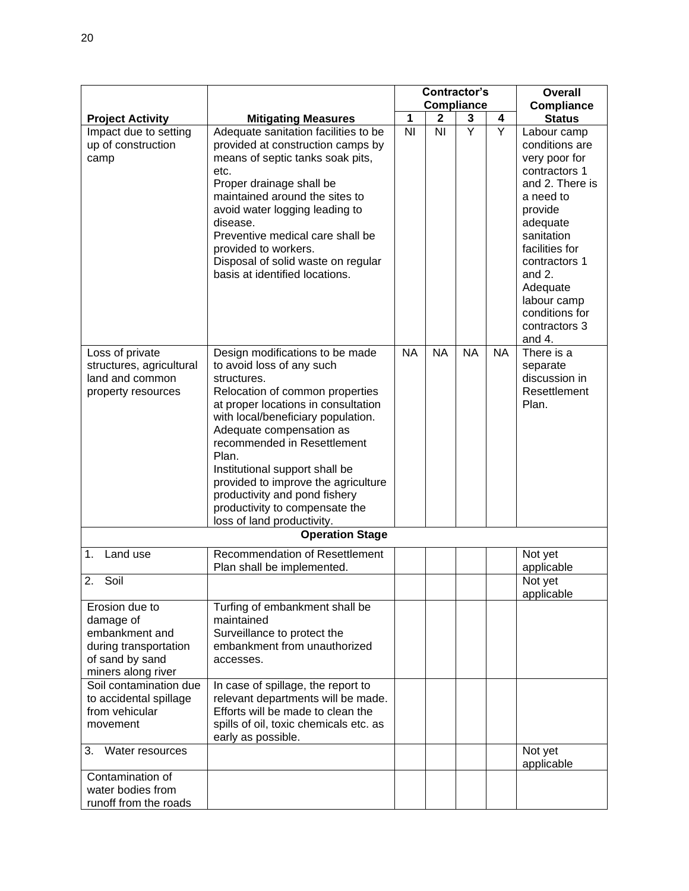| Project Activity | Mitigating Measures | Contractor's Compliance | | | | Overall Compliance Status |
|---|---|---|---|---|---|---|
| | | 1 | 2 | 3 | 4 | |
| Impact due to setting up of construction camp | Adequate sanitation facilities to be provided at construction camps by means of septic tanks soak pits, etc.<br>Proper drainage shall be maintained around the sites to avoid water logging leading to disease.<br>Preventive medical care shall be provided to workers.<br>Disposal of solid waste on regular basis at identified locations. | NI | NI | Y | Y | Labour camp conditions are very poor for contractors 1 and 2. There is a need to provide adequate sanitation facilities for contractors 1 and 2. Adequate labour camp conditions for contractors 3 and 4. |
| Loss of private structures, agricultural land and common property resources | Design modifications to be made to avoid loss of any such structures.<br>Relocation of common properties at proper locations in consultation with local/beneficiary population.<br>Adequate compensation as recommended in Resettlement Plan.<br>Institutional support shall be provided to improve the agriculture productivity and pond fishery productivity to compensate the loss of land productivity. | NA | NA | NA | NA | There is a separate discussion in Resettlement Plan. |
| **Operation Stage** | | | | | | |
| 1. Land use | Recommendation of Resettlement Plan shall be implemented. | | | | | Not yet applicable |
| 2. Soil | | | | | | Not yet applicable |
| Erosion due to damage of embankment and during transportation of sand by sand miners along river | Turfing of embankment shall be maintained<br>Surveillance to protect the embankment from unauthorized accesses. | | | | | |
| Soil contamination due to accidental spillage from vehicular movement | In case of spillage, the report to relevant departments will be made. Efforts will be made to clean the spills of oil, toxic chemicals etc. as early as possible. | | | | | |
| 3. Water resources | | | | | | Not yet applicable |
| Contamination of water bodies from runoff from the roads | | | | | | |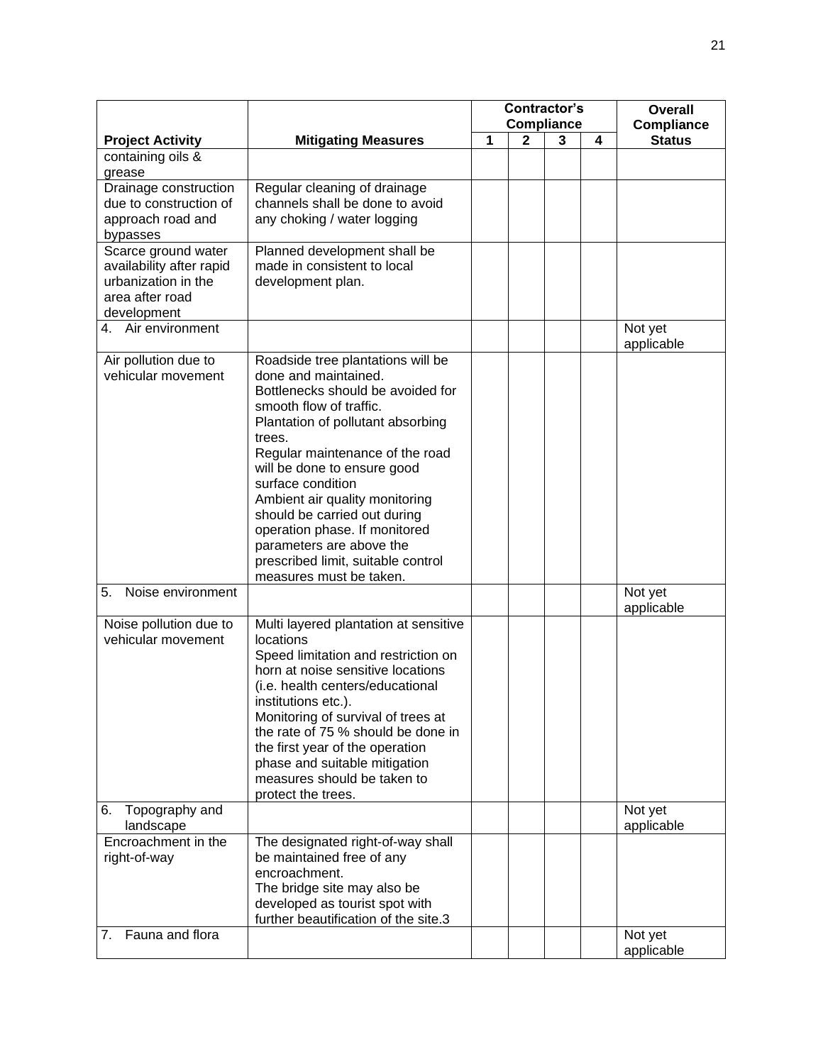| Project Activity | Mitigating Measures | Contractor's Compliance | | | | Overall Compliance Status |
|---|---|---|---|---|---|---|
| | | 1 | 2 | 3 | 4 | |
| containing oils & grease | | | | | | |
| Drainage construction due to construction of approach road and bypasses | Regular cleaning of drainage channels shall be done to avoid any choking / water logging | | | | | |
| Scarce ground water availability after rapid urbanization in the area after road development | Planned development shall be made in consistent to local development plan. | | | | | |
| 4. Air environment | | | | | | Not yet applicable |
| Air pollution due to vehicular movement | Roadside tree plantations will be done and maintained. Bottlenecks should be avoided for smooth flow of traffic. Plantation of pollutant absorbing trees. Regular maintenance of the road will be done to ensure good surface condition Ambient air quality monitoring should be carried out during operation phase. If monitored parameters are above the prescribed limit, suitable control measures must be taken. | | | | | |
| 5. Noise environment | | | | | | Not yet applicable |
| Noise pollution due to vehicular movement | Multi layered plantation at sensitive locations Speed limitation and restriction on horn at noise sensitive locations (i.e. health centers/educational institutions etc.). Monitoring of survival of trees at the rate of 75 % should be done in the first year of the operation phase and suitable mitigation measures should be taken to protect the trees. | | | | | |
| 6. Topography and landscape | | | | | | Not yet applicable |
| Encroachment in the right-of-way | The designated right-of-way shall be maintained free of any encroachment. The bridge site may also be developed as tourist spot with further beautification of the site.3 | | | | | |
| 7. Fauna and flora | | | | | | Not yet applicable |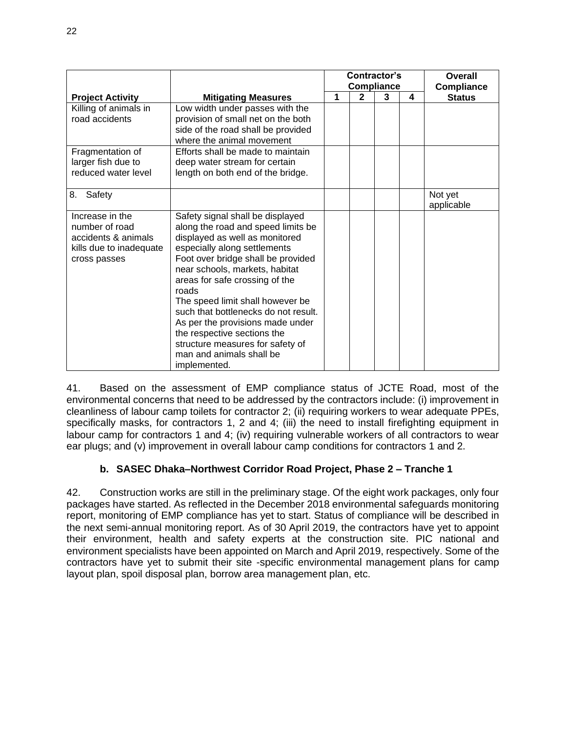| Project Activity | Mitigating Measures | Contractor's Compliance | | | | Overall Compliance Status |
|---|---|---|---|---|---|---|
| | | 1 | 2 | 3 | 4 | |
| Killing of animals in road accidents | Low width under passes with the provision of small net on the both side of the road shall be provided where the animal movement | | | | | |
| Fragmentation of larger fish due to reduced water level | Efforts shall be made to maintain deep water stream for certain length on both end of the bridge. | | | | | |
| 8. Safety | | | | | | Not yet applicable |
| Increase in the number of road accidents & animals kills due to inadequate cross passes | Safety signal shall be displayed along the road and speed limits be displayed as well as monitored especially along settlements<br>Foot over bridge shall be provided near schools, markets, habitat areas for safe crossing of the roads<br>The speed limit shall however be such that bottlenecks do not result.<br>As per the provisions made under the respective sections the structure measures for safety of man and animals shall be implemented. | | | | | |

41. Based on the assessment of EMP compliance status of JCTE Road, most of the environmental concerns that need to be addressed by the contractors include: (i) improvement in cleanliness of labour camp toilets for contractor 2; (ii) requiring workers to wear adequate PPEs, specifically masks, for contractors 1, 2 and 4; (iii) the need to install firefighting equipment in labour camp for contractors 1 and 4; (iv) requiring vulnerable workers of all contractors to wear ear plugs; and (v) improvement in overall labour camp conditions for contractors 1 and 2.

### b. SASEC Dhaka–Northwest Corridor Road Project, Phase 2 – Tranche 1

42. Construction works are still in the preliminary stage. Of the eight work packages, only four packages have started. As reflected in the December 2018 environmental safeguards monitoring report, monitoring of EMP compliance has yet to start. Status of compliance will be described in the next semi-annual monitoring report. As of 30 April 2019, the contractors have yet to appoint their environment, health and safety experts at the construction site. PIC national and environment specialists have been appointed on March and April 2019, respectively. Some of the contractors have yet to submit their site -specific environmental management plans for camp layout plan, spoil disposal plan, borrow area management plan, etc.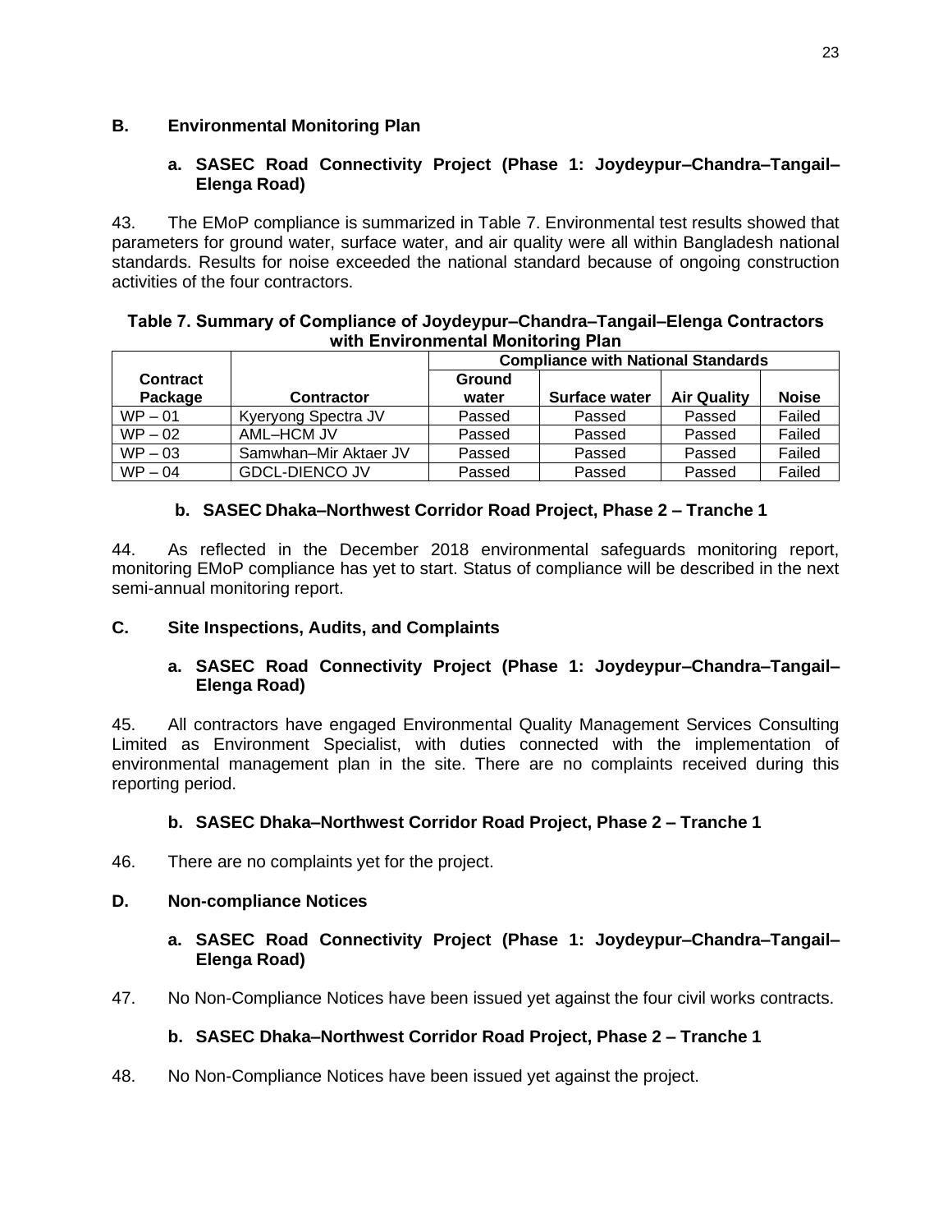## B. Environmental Monitoring Plan

### a. SASEC Road Connectivity Project (Phase 1: Joydeypur–Chandra–Tangail–Elenga Road)

43. The EMoP compliance is summarized in Table 7. Environmental test results showed that parameters for ground water, surface water, and air quality were all within Bangladesh national standards. Results for noise exceeded the national standard because of ongoing construction activities of the four contractors.

**Table 7. Summary of Compliance of Joydeypur–Chandra–Tangail–Elenga Contractors with Environmental Monitoring Plan**

| Contract Package | Contractor | Compliance with National Standards | | | |
|---|---|---|---|---|---|
| | | Ground water | Surface water | Air Quality | Noise |
| WP – 01 | Kyeryong Spectra JV | Passed | Passed | Passed | Failed |
| WP – 02 | AML–HCM JV | Passed | Passed | Passed | Failed |
| WP – 03 | Samwhan–Mir Aktaer JV | Passed | Passed | Passed | Failed |
| WP – 04 | GDCL-DIENCO JV | Passed | Passed | Passed | Failed |

### b. SASEC Dhaka–Northwest Corridor Road Project, Phase 2 – Tranche 1

44. As reflected in the December 2018 environmental safeguards monitoring report, monitoring EMoP compliance has yet to start. Status of compliance will be described in the next semi-annual monitoring report.

## C. Site Inspections, Audits, and Complaints

### a. SASEC Road Connectivity Project (Phase 1: Joydeypur–Chandra–Tangail–Elenga Road)

45. All contractors have engaged Environmental Quality Management Services Consulting Limited as Environment Specialist, with duties connected with the implementation of environmental management plan in the site. There are no complaints received during this reporting period.

### b. SASEC Dhaka–Northwest Corridor Road Project, Phase 2 – Tranche 1

46. There are no complaints yet for the project.

## D. Non-compliance Notices

### a. SASEC Road Connectivity Project (Phase 1: Joydeypur–Chandra–Tangail–Elenga Road)

47. No Non-Compliance Notices have been issued yet against the four civil works contracts.

### b. SASEC Dhaka–Northwest Corridor Road Project, Phase 2 – Tranche 1

48. No Non-Compliance Notices have been issued yet against the project.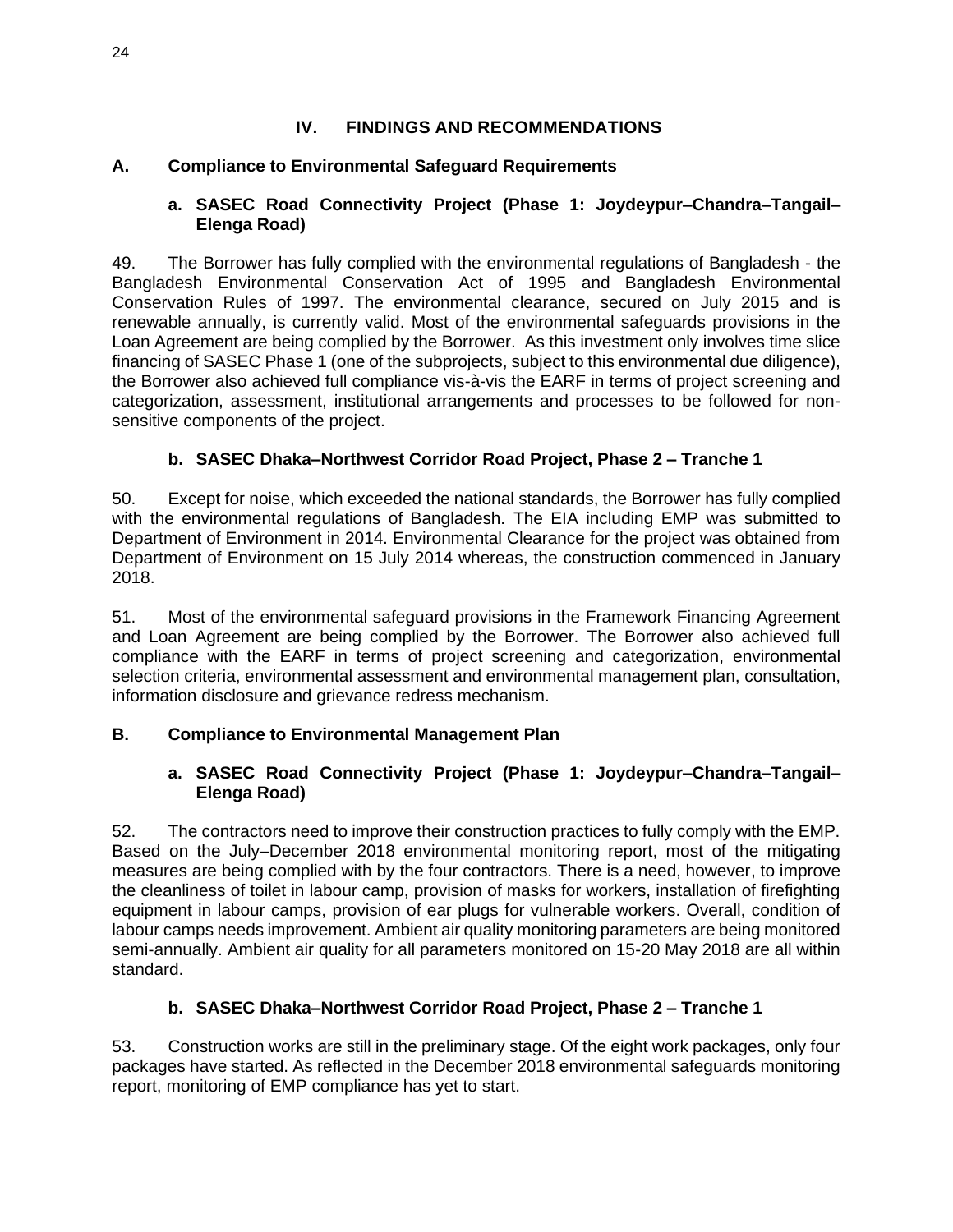# IV. FINDINGS AND RECOMMENDATIONS

## A. Compliance to Environmental Safeguard Requirements

### a. SASEC Road Connectivity Project (Phase 1: Joydeypur–Chandra–Tangail–Elenga Road)

49. The Borrower has fully complied with the environmental regulations of Bangladesh - the Bangladesh Environmental Conservation Act of 1995 and Bangladesh Environmental Conservation Rules of 1997. The environmental clearance, secured on July 2015 and is renewable annually, is currently valid. Most of the environmental safeguards provisions in the Loan Agreement are being complied by the Borrower. As this investment only involves time slice financing of SASEC Phase 1 (one of the subprojects, subject to this environmental due diligence), the Borrower also achieved full compliance vis-à-vis the EARF in terms of project screening and categorization, assessment, institutional arrangements and processes to be followed for non-sensitive components of the project.

### b. SASEC Dhaka–Northwest Corridor Road Project, Phase 2 – Tranche 1

50. Except for noise, which exceeded the national standards, the Borrower has fully complied with the environmental regulations of Bangladesh. The EIA including EMP was submitted to Department of Environment in 2014. Environmental Clearance for the project was obtained from Department of Environment on 15 July 2014 whereas, the construction commenced in January 2018.

51. Most of the environmental safeguard provisions in the Framework Financing Agreement and Loan Agreement are being complied by the Borrower. The Borrower also achieved full compliance with the EARF in terms of project screening and categorization, environmental selection criteria, environmental assessment and environmental management plan, consultation, information disclosure and grievance redress mechanism.

## B. Compliance to Environmental Management Plan

### a. SASEC Road Connectivity Project (Phase 1: Joydeypur–Chandra–Tangail–Elenga Road)

52. The contractors need to improve their construction practices to fully comply with the EMP. Based on the July–December 2018 environmental monitoring report, most of the mitigating measures are being complied with by the four contractors. There is a need, however, to improve the cleanliness of toilet in labour camp, provision of masks for workers, installation of firefighting equipment in labour camps, provision of ear plugs for vulnerable workers. Overall, condition of labour camps needs improvement. Ambient air quality monitoring parameters are being monitored semi-annually. Ambient air quality for all parameters monitored on 15-20 May 2018 are all within standard.

### b. SASEC Dhaka–Northwest Corridor Road Project, Phase 2 – Tranche 1

53. Construction works are still in the preliminary stage. Of the eight work packages, only four packages have started. As reflected in the December 2018 environmental safeguards monitoring report, monitoring of EMP compliance has yet to start.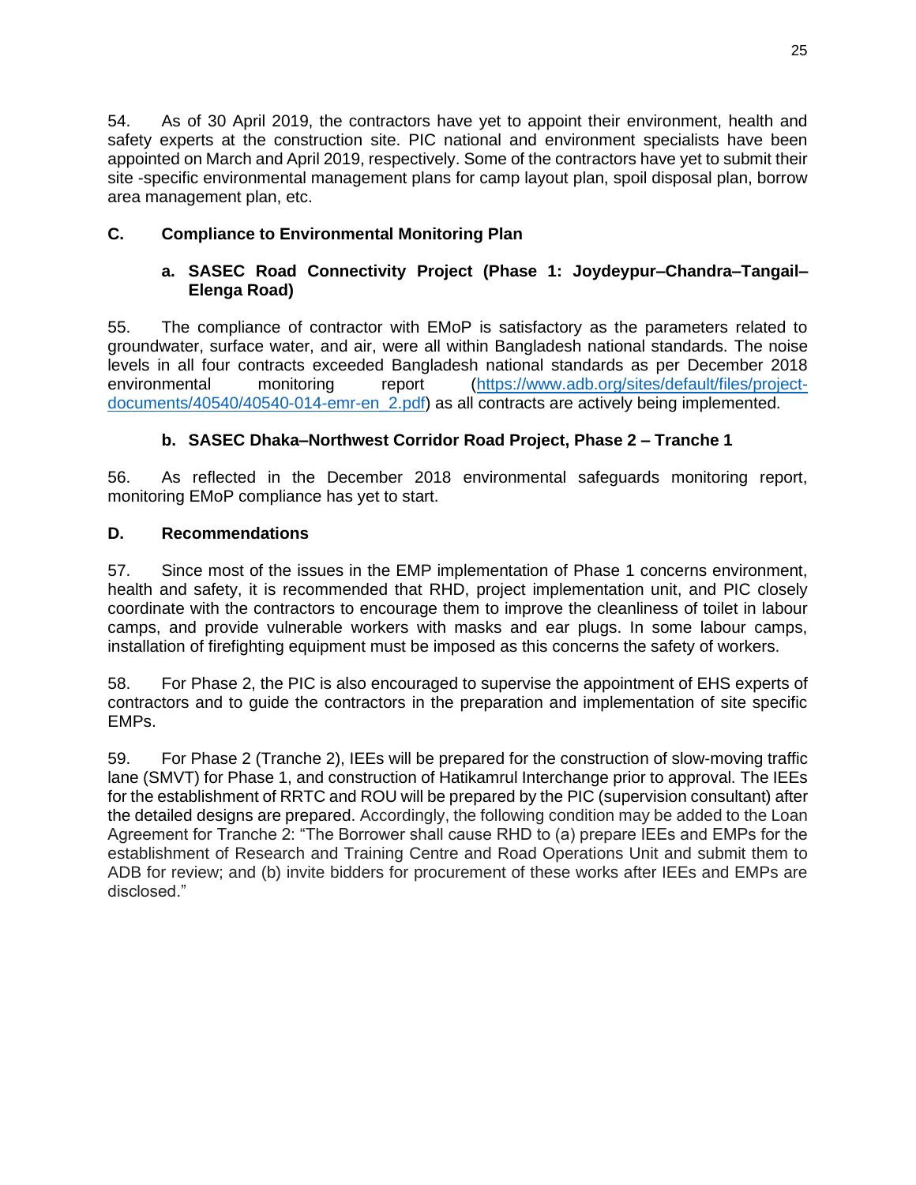54. As of 30 April 2019, the contractors have yet to appoint their environment, health and safety experts at the construction site. PIC national and environment specialists have been appointed on March and April 2019, respectively. Some of the contractors have yet to submit their site -specific environmental management plans for camp layout plan, spoil disposal plan, borrow area management plan, etc.

## C. Compliance to Environmental Monitoring Plan

### a. SASEC Road Connectivity Project (Phase 1: Joydeypur–Chandra–Tangail–Elenga Road)

55. The compliance of contractor with EMoP is satisfactory as the parameters related to groundwater, surface water, and air, were all within Bangladesh national standards. The noise levels in all four contracts exceeded Bangladesh national standards as per December 2018 environmental monitoring report ([https://www.adb.org/sites/default/files/project-documents/40540/40540-014-emr-en_2.pdf](https://www.adb.org/sites/default/files/project-documents/40540/40540-014-emr-en_2.pdf)) as all contracts are actively being implemented.

### b. SASEC Dhaka–Northwest Corridor Road Project, Phase 2 – Tranche 1

56. As reflected in the December 2018 environmental safeguards monitoring report, monitoring EMoP compliance has yet to start.

## D. Recommendations

57. Since most of the issues in the EMP implementation of Phase 1 concerns environment, health and safety, it is recommended that RHD, project implementation unit, and PIC closely coordinate with the contractors to encourage them to improve the cleanliness of toilet in labour camps, and provide vulnerable workers with masks and ear plugs. In some labour camps, installation of firefighting equipment must be imposed as this concerns the safety of workers.

58. For Phase 2, the PIC is also encouraged to supervise the appointment of EHS experts of contractors and to guide the contractors in the preparation and implementation of site specific EMPs.

59. For Phase 2 (Tranche 2), IEEs will be prepared for the construction of slow-moving traffic lane (SMVT) for Phase 1, and construction of Hatikamrul Interchange prior to approval. The IEEs for the establishment of RRTC and ROU will be prepared by the PIC (supervision consultant) after the detailed designs are prepared. Accordingly, the following condition may be added to the Loan Agreement for Tranche 2: "The Borrower shall cause RHD to (a) prepare IEEs and EMPs for the establishment of Research and Training Centre and Road Operations Unit and submit them to ADB for review; and (b) invite bidders for procurement of these works after IEEs and EMPs are disclosed."